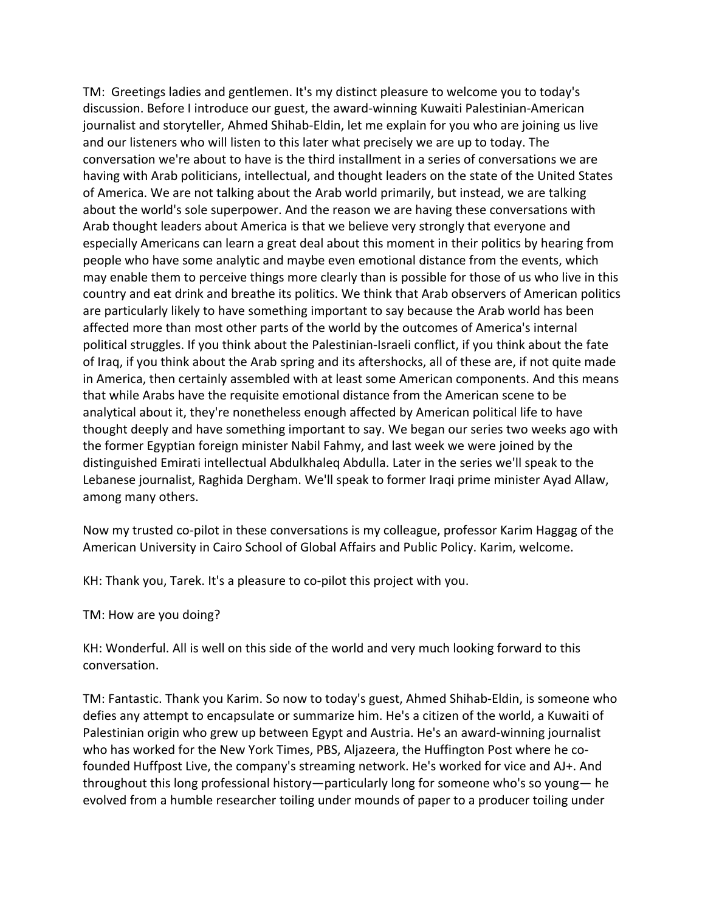TM: Greetings ladies and gentlemen. It's my distinct pleasure to welcome you to today's discussion. Before I introduce our guest, the award-winning Kuwaiti Palestinian-American journalist and storyteller, Ahmed Shihab-Eldin, let me explain for you who are joining us live and our listeners who will listen to this later what precisely we are up to today. The conversation we're about to have is the third installment in a series of conversations we are having with Arab politicians, intellectual, and thought leaders on the state of the United States of America. We are not talking about the Arab world primarily, but instead, we are talking about the world's sole superpower. And the reason we are having these conversations with Arab thought leaders about America is that we believe very strongly that everyone and especially Americans can learn a great deal about this moment in their politics by hearing from people who have some analytic and maybe even emotional distance from the events, which may enable them to perceive things more clearly than is possible for those of us who live in this country and eat drink and breathe its politics. We think that Arab observers of American politics are particularly likely to have something important to say because the Arab world has been affected more than most other parts of the world by the outcomes of America's internal political struggles. If you think about the Palestinian-Israeli conflict, if you think about the fate of Iraq, if you think about the Arab spring and its aftershocks, all of these are, if not quite made in America, then certainly assembled with at least some American components. And this means that while Arabs have the requisite emotional distance from the American scene to be analytical about it, they're nonetheless enough affected by American political life to have thought deeply and have something important to say. We began our series two weeks ago with the former Egyptian foreign minister Nabil Fahmy, and last week we were joined by the distinguished Emirati intellectual Abdulkhaleq Abdulla. Later in the series we'll speak to the Lebanese journalist, Raghida Dergham. We'll speak to former Iraqi prime minister Ayad Allaw, among many others.

Now my trusted co-pilot in these conversations is my colleague, professor Karim Haggag of the American University in Cairo School of Global Affairs and Public Policy. Karim, welcome.

KH: Thank you, Tarek. It's a pleasure to co-pilot this project with you.

TM: How are you doing?

KH: Wonderful. All is well on this side of the world and very much looking forward to this conversation.

TM: Fantastic. Thank you Karim. So now to today's guest, Ahmed Shihab-Eldin, is someone who defies any attempt to encapsulate or summarize him. He's a citizen of the world, a Kuwaiti of Palestinian origin who grew up between Egypt and Austria. He's an award-winning journalist who has worked for the New York Times, PBS, Aljazeera, the Huffington Post where he co-founded Huffpost Live, the company's streaming network. He's worked for vice and AJ+. And throughout this long professional history—particularly long for someone who's so young— he evolved from a humble researcher toiling under mounds of paper to a producer toiling under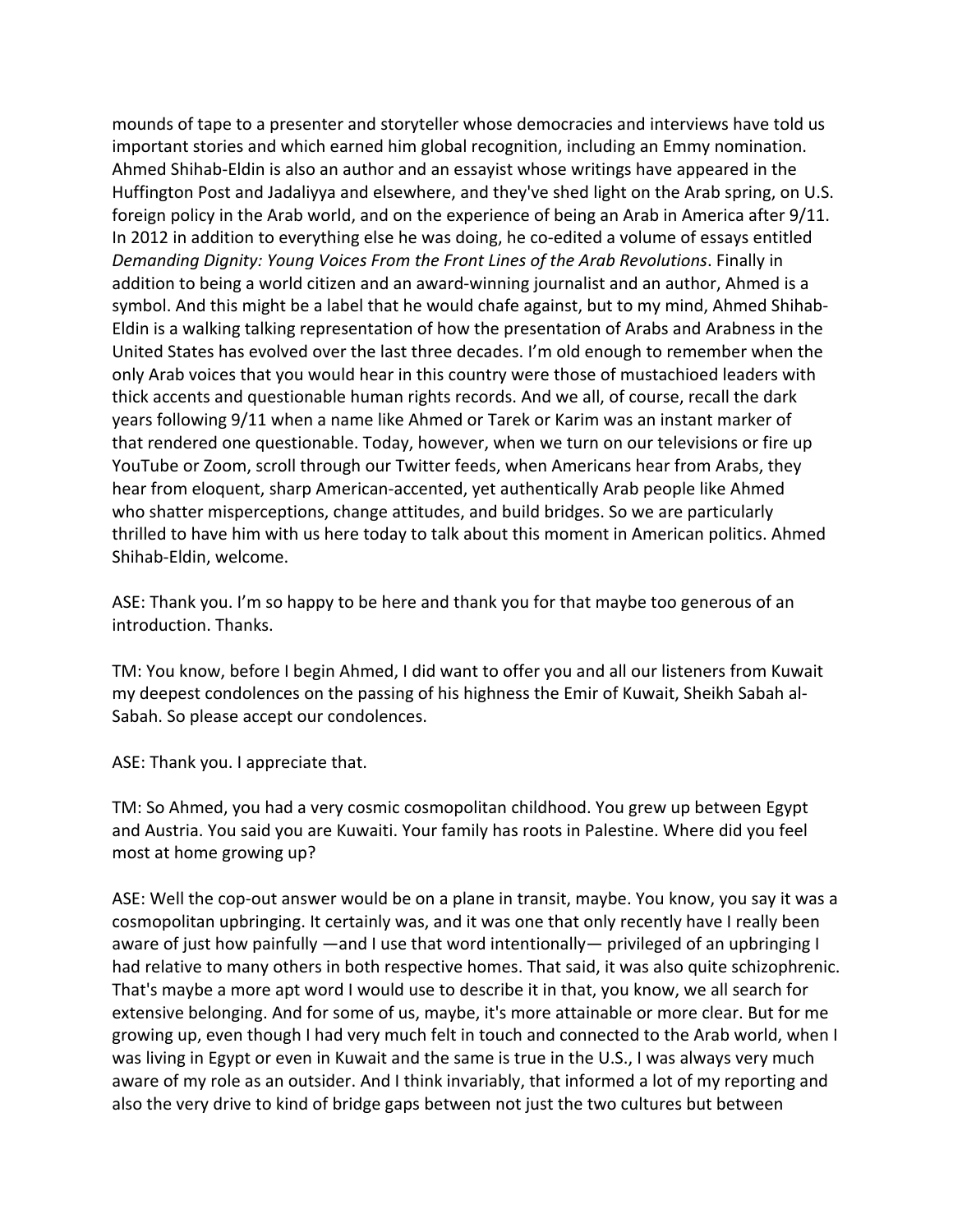mounds of tape to a presenter and storyteller whose democracies and interviews have told us important stories and which earned him global recognition, including an Emmy nomination. Ahmed Shihab-Eldin is also an author and an essayist whose writings have appeared in the Huffington Post and Jadaliyya and elsewhere, and they've shed light on the Arab spring, on U.S. foreign policy in the Arab world, and on the experience of being an Arab in America after 9/11. In 2012 in addition to everything else he was doing, he co-edited a volume of essays entitled *Demanding Dignity: Young Voices From the Front Lines of the Arab Revolutions*. Finally in addition to being a world citizen and an award-winning journalist and an author, Ahmed is a symbol. And this might be a label that he would chafe against, but to my mind, Ahmed Shihab-Eldin is a walking talking representation of how the presentation of Arabs and Arabness in the United States has evolved over the last three decades. I'm old enough to remember when the only Arab voices that you would hear in this country were those of mustachioed leaders with thick accents and questionable human rights records. And we all, of course, recall the dark years following 9/11 when a name like Ahmed or Tarek or Karim was an instant marker of that rendered one questionable. Today, however, when we turn on our televisions or fire up YouTube or Zoom, scroll through our Twitter feeds, when Americans hear from Arabs, they hear from eloquent, sharp American-accented, yet authentically Arab people like Ahmed who shatter misperceptions, change attitudes, and build bridges. So we are particularly thrilled to have him with us here today to talk about this moment in American politics. Ahmed Shihab-Eldin, welcome.

ASE: Thank you. I'm so happy to be here and thank you for that maybe too generous of an introduction. Thanks.

TM: You know, before I begin Ahmed, I did want to offer you and all our listeners from Kuwait my deepest condolences on the passing of his highness the Emir of Kuwait, Sheikh Sabah al-Sabah. So please accept our condolences.

ASE: Thank you. I appreciate that.

TM: So Ahmed, you had a very cosmic cosmopolitan childhood. You grew up between Egypt and Austria. You said you are Kuwaiti. Your family has roots in Palestine. Where did you feel most at home growing up?

ASE: Well the cop-out answer would be on a plane in transit, maybe. You know, you say it was a cosmopolitan upbringing. It certainly was, and it was one that only recently have I really been aware of just how painfully —and I use that word intentionally— privileged of an upbringing I had relative to many others in both respective homes. That said, it was also quite schizophrenic. That's maybe a more apt word I would use to describe it in that, you know, we all search for extensive belonging. And for some of us, maybe, it's more attainable or more clear. But for me growing up, even though I had very much felt in touch and connected to the Arab world, when I was living in Egypt or even in Kuwait and the same is true in the U.S., I was always very much aware of my role as an outsider. And I think invariably, that informed a lot of my reporting and also the very drive to kind of bridge gaps between not just the two cultures but between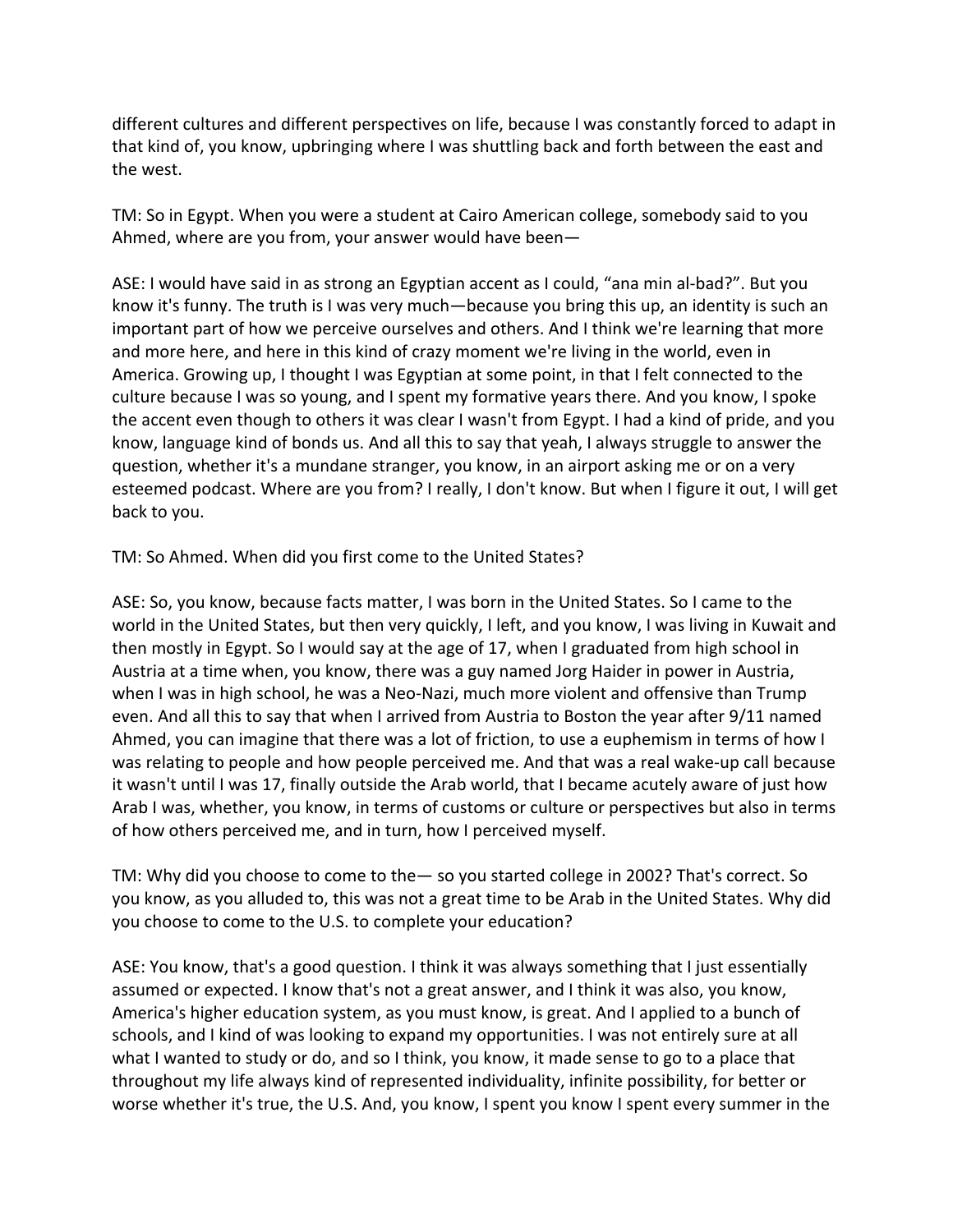different cultures and different perspectives on life, because I was constantly forced to adapt in that kind of, you know, upbringing where I was shuttling back and forth between the east and the west.

TM: So in Egypt. When you were a student at Cairo American college, somebody said to you Ahmed, where are you from, your answer would have been—

ASE: I would have said in as strong an Egyptian accent as I could, "ana min al-bad?". But you know it's funny. The truth is I was very much—because you bring this up, an identity is such an important part of how we perceive ourselves and others. And I think we're learning that more and more here, and here in this kind of crazy moment we're living in the world, even in America. Growing up, I thought I was Egyptian at some point, in that I felt connected to the culture because I was so young, and I spent my formative years there. And you know, I spoke the accent even though to others it was clear I wasn't from Egypt. I had a kind of pride, and you know, language kind of bonds us. And all this to say that yeah, I always struggle to answer the question, whether it's a mundane stranger, you know, in an airport asking me or on a very esteemed podcast. Where are you from? I really, I don't know. But when I figure it out, I will get back to you.

TM: So Ahmed. When did you first come to the United States?

ASE: So, you know, because facts matter, I was born in the United States. So I came to the world in the United States, but then very quickly, I left, and you know, I was living in Kuwait and then mostly in Egypt. So I would say at the age of 17, when I graduated from high school in Austria at a time when, you know, there was a guy named Jorg Haider in power in Austria, when I was in high school, he was a Neo-Nazi, much more violent and offensive than Trump even. And all this to say that when I arrived from Austria to Boston the year after 9/11 named Ahmed, you can imagine that there was a lot of friction, to use a euphemism in terms of how I was relating to people and how people perceived me. And that was a real wake-up call because it wasn't until I was 17, finally outside the Arab world, that I became acutely aware of just how Arab I was, whether, you know, in terms of customs or culture or perspectives but also in terms of how others perceived me, and in turn, how I perceived myself.

TM: Why did you choose to come to the— so you started college in 2002? That's correct. So you know, as you alluded to, this was not a great time to be Arab in the United States. Why did you choose to come to the U.S. to complete your education?

ASE: You know, that's a good question. I think it was always something that I just essentially assumed or expected. I know that's not a great answer, and I think it was also, you know, America's higher education system, as you must know, is great. And I applied to a bunch of schools, and I kind of was looking to expand my opportunities. I was not entirely sure at all what I wanted to study or do, and so I think, you know, it made sense to go to a place that throughout my life always kind of represented individuality, infinite possibility, for better or worse whether it's true, the U.S. And, you know, I spent you know I spent every summer in the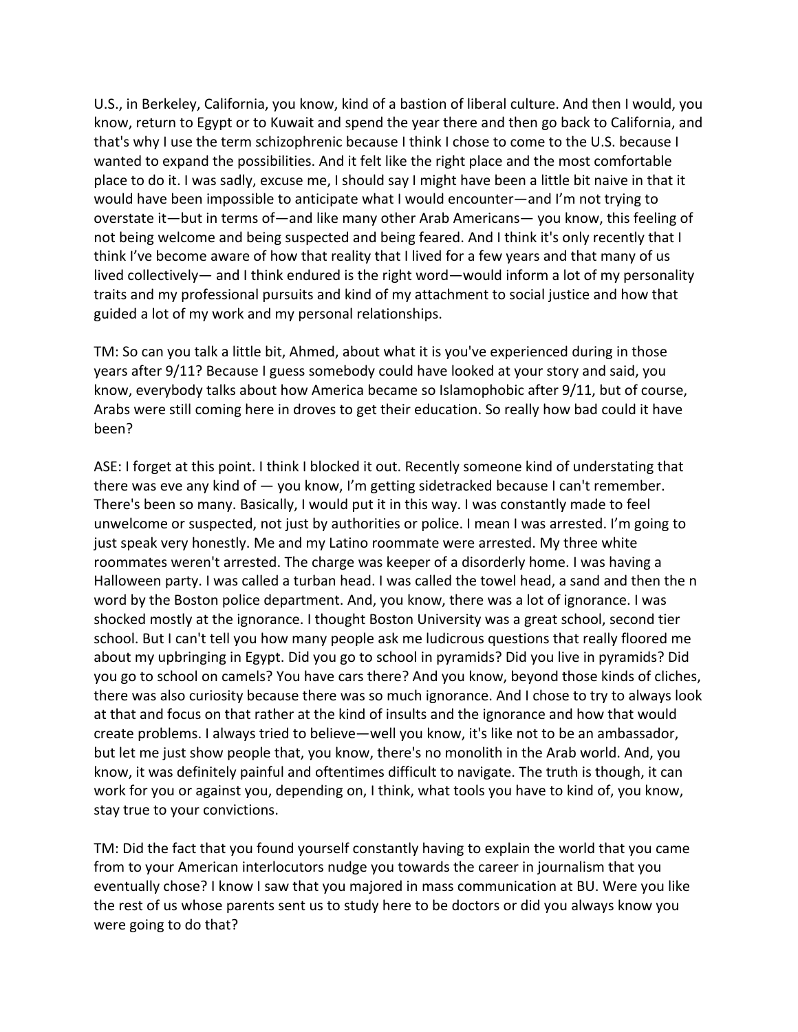U.S., in Berkeley, California, you know, kind of a bastion of liberal culture. And then I would, you know, return to Egypt or to Kuwait and spend the year there and then go back to California, and that's why I use the term schizophrenic because I think I chose to come to the U.S. because I wanted to expand the possibilities. And it felt like the right place and the most comfortable place to do it. I was sadly, excuse me, I should say I might have been a little bit naive in that it would have been impossible to anticipate what I would encounter—and I'm not trying to overstate it—but in terms of—and like many other Arab Americans— you know, this feeling of not being welcome and being suspected and being feared. And I think it's only recently that I think I've become aware of how that reality that I lived for a few years and that many of us lived collectively— and I think endured is the right word—would inform a lot of my personality traits and my professional pursuits and kind of my attachment to social justice and how that guided a lot of my work and my personal relationships.

TM: So can you talk a little bit, Ahmed, about what it is you've experienced during in those years after 9/11? Because I guess somebody could have looked at your story and said, you know, everybody talks about how America became so Islamophobic after 9/11, but of course, Arabs were still coming here in droves to get their education. So really how bad could it have been?

ASE: I forget at this point. I think I blocked it out. Recently someone kind of understating that there was eve any kind of — you know, I'm getting sidetracked because I can't remember. There's been so many. Basically, I would put it in this way. I was constantly made to feel unwelcome or suspected, not just by authorities or police. I mean I was arrested. I'm going to just speak very honestly. Me and my Latino roommate were arrested. My three white roommates weren't arrested. The charge was keeper of a disorderly home. I was having a Halloween party. I was called a turban head. I was called the towel head, a sand and then the n word by the Boston police department. And, you know, there was a lot of ignorance. I was shocked mostly at the ignorance. I thought Boston University was a great school, second tier school. But I can't tell you how many people ask me ludicrous questions that really floored me about my upbringing in Egypt. Did you go to school in pyramids? Did you live in pyramids? Did you go to school on camels? You have cars there? And you know, beyond those kinds of cliches, there was also curiosity because there was so much ignorance. And I chose to try to always look at that and focus on that rather at the kind of insults and the ignorance and how that would create problems. I always tried to believe—well you know, it's like not to be an ambassador, but let me just show people that, you know, there's no monolith in the Arab world. And, you know, it was definitely painful and oftentimes difficult to navigate. The truth is though, it can work for you or against you, depending on, I think, what tools you have to kind of, you know, stay true to your convictions.

TM: Did the fact that you found yourself constantly having to explain the world that you came from to your American interlocutors nudge you towards the career in journalism that you eventually chose? I know I saw that you majored in mass communication at BU. Were you like the rest of us whose parents sent us to study here to be doctors or did you always know you were going to do that?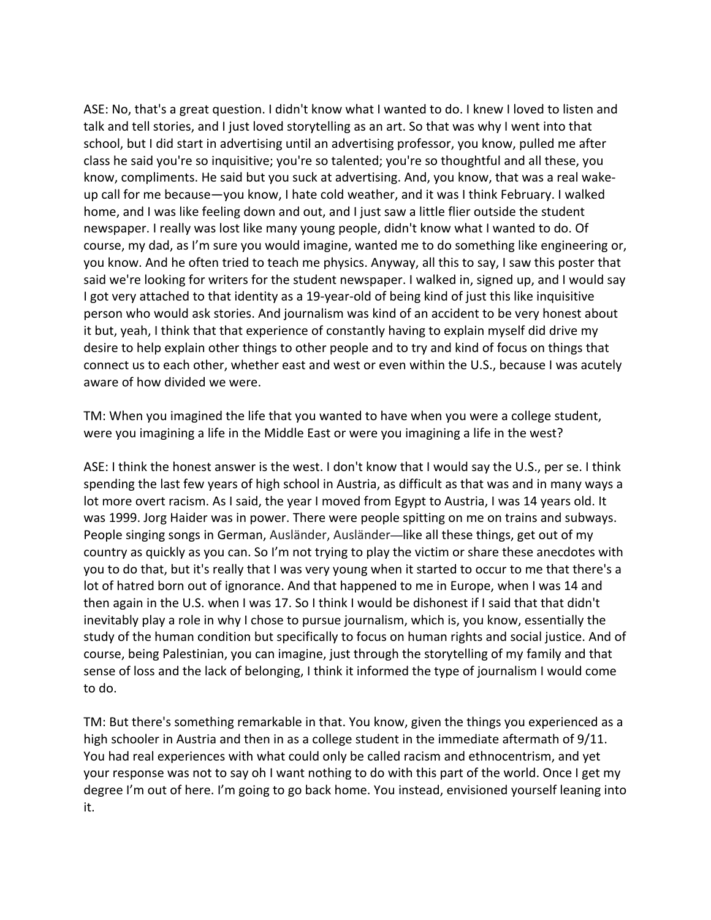ASE: No, that's a great question. I didn't know what I wanted to do. I knew I loved to listen and talk and tell stories, and I just loved storytelling as an art. So that was why I went into that school, but I did start in advertising until an advertising professor, you know, pulled me after class he said you're so inquisitive; you're so talented; you're so thoughtful and all these, you know, compliments. He said but you suck at advertising. And, you know, that was a real wake-up call for me because—you know, I hate cold weather, and it was I think February. I walked home, and I was like feeling down and out, and I just saw a little flier outside the student newspaper. I really was lost like many young people, didn't know what I wanted to do. Of course, my dad, as I'm sure you would imagine, wanted me to do something like engineering or, you know. And he often tried to teach me physics. Anyway, all this to say, I saw this poster that said we're looking for writers for the student newspaper. I walked in, signed up, and I would say I got very attached to that identity as a 19-year-old of being kind of just this like inquisitive person who would ask stories. And journalism was kind of an accident to be very honest about it but, yeah, I think that that experience of constantly having to explain myself did drive my desire to help explain other things to other people and to try and kind of focus on things that connect us to each other, whether east and west or even within the U.S., because I was acutely aware of how divided we were.

TM: When you imagined the life that you wanted to have when you were a college student, were you imagining a life in the Middle East or were you imagining a life in the west?

ASE: I think the honest answer is the west. I don't know that I would say the U.S., per se. I think spending the last few years of high school in Austria, as difficult as that was and in many ways a lot more overt racism. As I said, the year I moved from Egypt to Austria, I was 14 years old. It was 1999. Jorg Haider was in power. There were people spitting on me on trains and subways. People singing songs in German, Ausländer, Ausländer—like all these things, get out of my country as quickly as you can. So I'm not trying to play the victim or share these anecdotes with you to do that, but it's really that I was very young when it started to occur to me that there's a lot of hatred born out of ignorance. And that happened to me in Europe, when I was 14 and then again in the U.S. when I was 17. So I think I would be dishonest if I said that that didn't inevitably play a role in why I chose to pursue journalism, which is, you know, essentially the study of the human condition but specifically to focus on human rights and social justice. And of course, being Palestinian, you can imagine, just through the storytelling of my family and that sense of loss and the lack of belonging, I think it informed the type of journalism I would come to do.

TM: But there's something remarkable in that. You know, given the things you experienced as a high schooler in Austria and then in as a college student in the immediate aftermath of 9/11. You had real experiences with what could only be called racism and ethnocentrism, and yet your response was not to say oh I want nothing to do with this part of the world. Once I get my degree I'm out of here. I'm going to go back home. You instead, envisioned yourself leaning into it.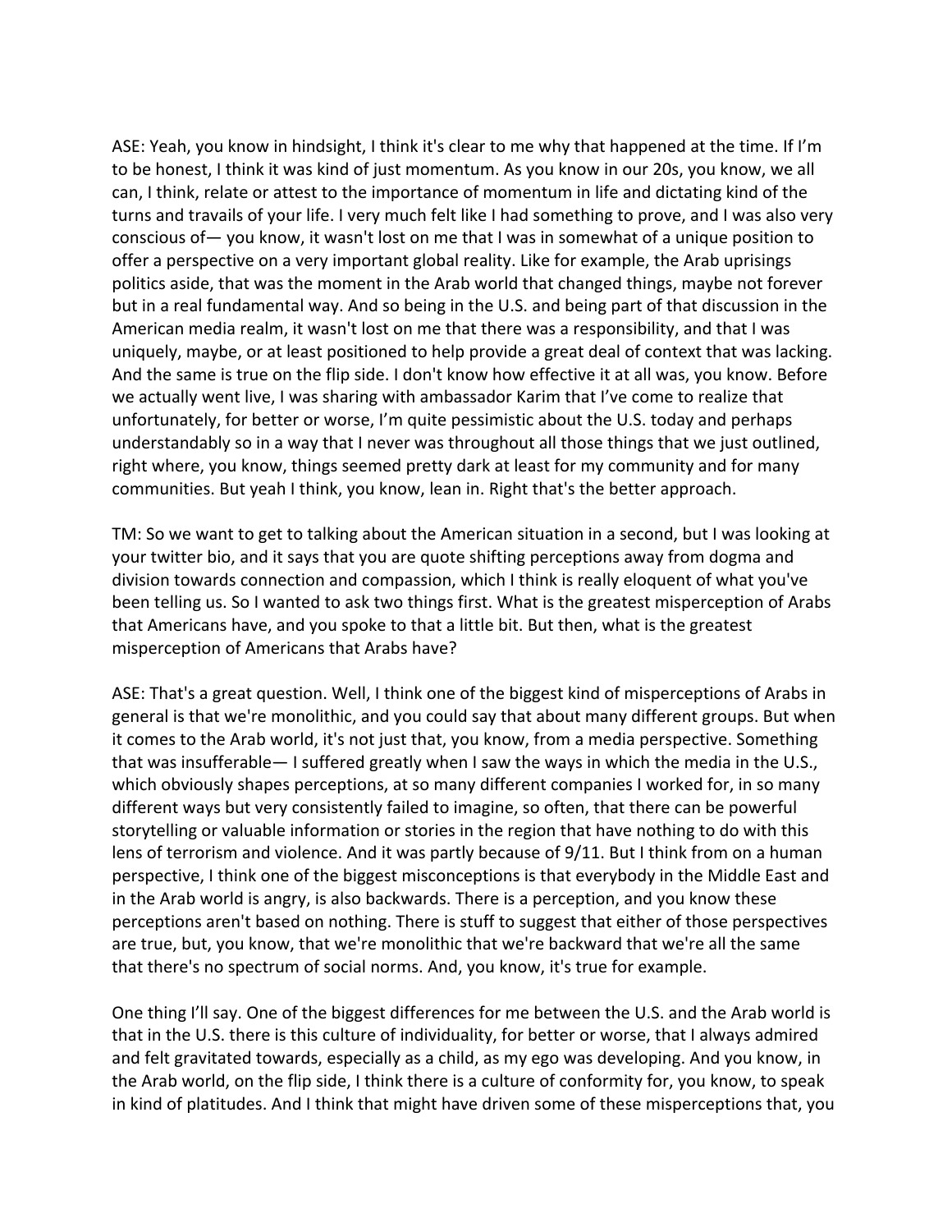ASE: Yeah, you know in hindsight, I think it's clear to me why that happened at the time. If I'm to be honest, I think it was kind of just momentum. As you know in our 20s, you know, we all can, I think, relate or attest to the importance of momentum in life and dictating kind of the turns and travails of your life. I very much felt like I had something to prove, and I was also very conscious of— you know, it wasn't lost on me that I was in somewhat of a unique position to offer a perspective on a very important global reality. Like for example, the Arab uprisings politics aside, that was the moment in the Arab world that changed things, maybe not forever but in a real fundamental way. And so being in the U.S. and being part of that discussion in the American media realm, it wasn't lost on me that there was a responsibility, and that I was uniquely, maybe, or at least positioned to help provide a great deal of context that was lacking. And the same is true on the flip side. I don't know how effective it at all was, you know. Before we actually went live, I was sharing with ambassador Karim that I've come to realize that unfortunately, for better or worse, I'm quite pessimistic about the U.S. today and perhaps understandably so in a way that I never was throughout all those things that we just outlined, right where, you know, things seemed pretty dark at least for my community and for many communities. But yeah I think, you know, lean in. Right that's the better approach.

TM: So we want to get to talking about the American situation in a second, but I was looking at your twitter bio, and it says that you are quote shifting perceptions away from dogma and division towards connection and compassion, which I think is really eloquent of what you've been telling us. So I wanted to ask two things first. What is the greatest misperception of Arabs that Americans have, and you spoke to that a little bit. But then, what is the greatest misperception of Americans that Arabs have?

ASE: That's a great question. Well, I think one of the biggest kind of misperceptions of Arabs in general is that we're monolithic, and you could say that about many different groups. But when it comes to the Arab world, it's not just that, you know, from a media perspective. Something that was insufferable— I suffered greatly when I saw the ways in which the media in the U.S., which obviously shapes perceptions, at so many different companies I worked for, in so many different ways but very consistently failed to imagine, so often, that there can be powerful storytelling or valuable information or stories in the region that have nothing to do with this lens of terrorism and violence. And it was partly because of 9/11. But I think from on a human perspective, I think one of the biggest misconceptions is that everybody in the Middle East and in the Arab world is angry, is also backwards. There is a perception, and you know these perceptions aren't based on nothing. There is stuff to suggest that either of those perspectives are true, but, you know, that we're monolithic that we're backward that we're all the same that there's no spectrum of social norms. And, you know, it's true for example.

One thing I'll say. One of the biggest differences for me between the U.S. and the Arab world is that in the U.S. there is this culture of individuality, for better or worse, that I always admired and felt gravitated towards, especially as a child, as my ego was developing. And you know, in the Arab world, on the flip side, I think there is a culture of conformity for, you know, to speak in kind of platitudes. And I think that might have driven some of these misperceptions that, you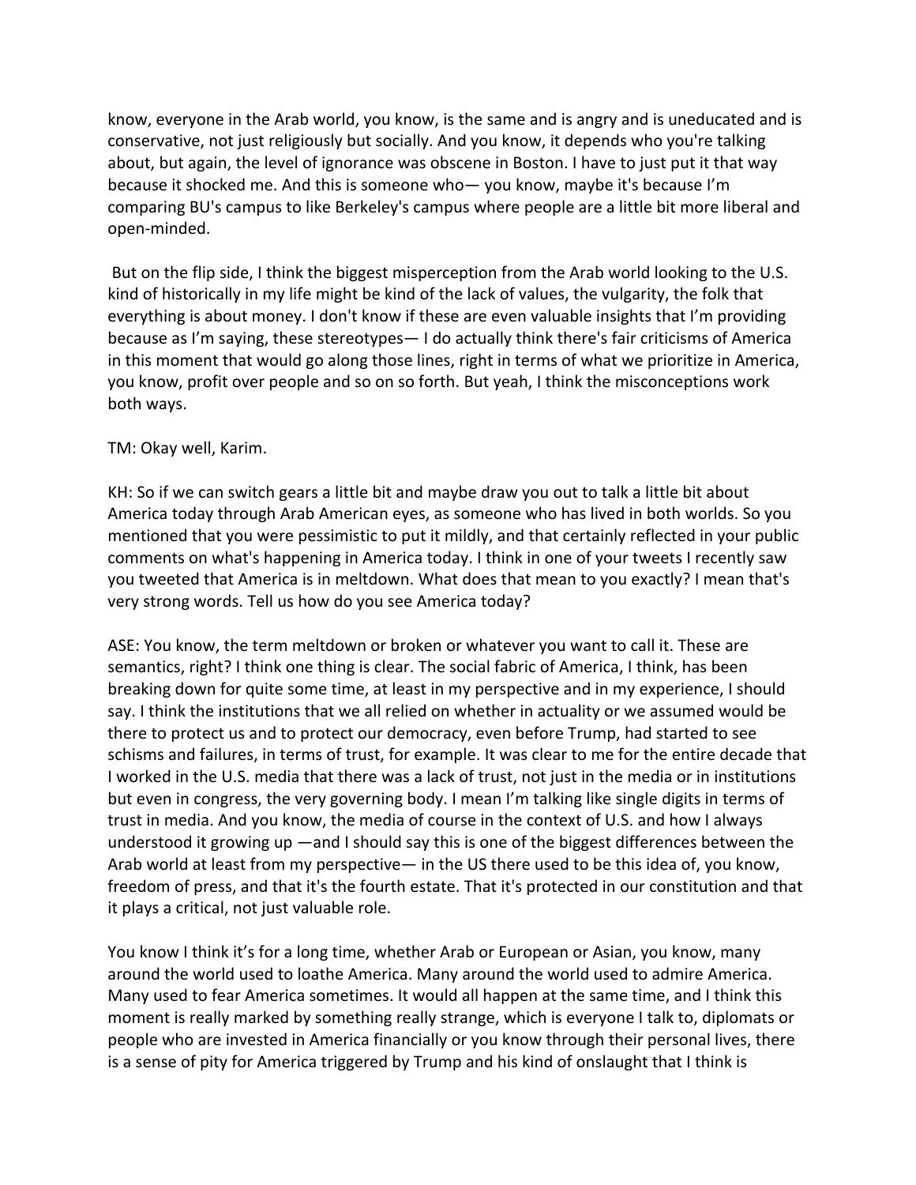know, everyone in the Arab world, you know, is the same and is angry and is uneducated and is conservative, not just religiously but socially. And you know, it depends who you're talking about, but again, the level of ignorance was obscene in Boston. I have to just put it that way because it shocked me. And this is someone who— you know, maybe it's because I'm comparing BU's campus to like Berkeley's campus where people are a little bit more liberal and open-minded.

But on the flip side, I think the biggest misperception from the Arab world looking to the U.S. kind of historically in my life might be kind of the lack of values, the vulgarity, the folk that everything is about money. I don't know if these are even valuable insights that I'm providing because as I'm saying, these stereotypes— I do actually think there's fair criticisms of America in this moment that would go along those lines, right in terms of what we prioritize in America, you know, profit over people and so on so forth. But yeah, I think the misconceptions work both ways.

TM: Okay well, Karim.

KH: So if we can switch gears a little bit and maybe draw you out to talk a little bit about America today through Arab American eyes, as someone who has lived in both worlds. So you mentioned that you were pessimistic to put it mildly, and that certainly reflected in your public comments on what's happening in America today. I think in one of your tweets I recently saw you tweeted that America is in meltdown. What does that mean to you exactly? I mean that's very strong words. Tell us how do you see America today?

ASE: You know, the term meltdown or broken or whatever you want to call it. These are semantics, right? I think one thing is clear. The social fabric of America, I think, has been breaking down for quite some time, at least in my perspective and in my experience, I should say. I think the institutions that we all relied on whether in actuality or we assumed would be there to protect us and to protect our democracy, even before Trump, had started to see schisms and failures, in terms of trust, for example. It was clear to me for the entire decade that I worked in the U.S. media that there was a lack of trust, not just in the media or in institutions but even in congress, the very governing body. I mean I'm talking like single digits in terms of trust in media. And you know, the media of course in the context of U.S. and how I always understood it growing up —and I should say this is one of the biggest differences between the Arab world at least from my perspective— in the US there used to be this idea of, you know, freedom of press, and that it's the fourth estate. That it's protected in our constitution and that it plays a critical, not just valuable role.

You know I think it's for a long time, whether Arab or European or Asian, you know, many around the world used to loathe America. Many around the world used to admire America. Many used to fear America sometimes. It would all happen at the same time, and I think this moment is really marked by something really strange, which is everyone I talk to, diplomats or people who are invested in America financially or you know through their personal lives, there is a sense of pity for America triggered by Trump and his kind of onslaught that I think is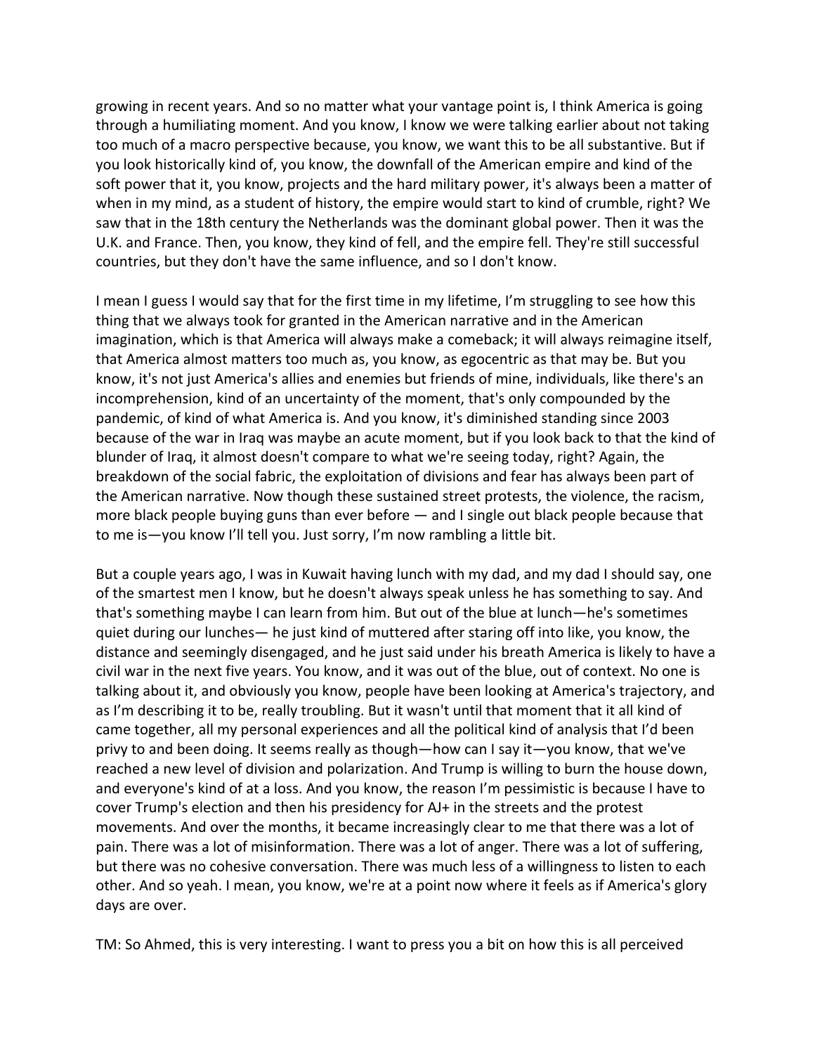growing in recent years. And so no matter what your vantage point is, I think America is going through a humiliating moment. And you know, I know we were talking earlier about not taking too much of a macro perspective because, you know, we want this to be all substantive. But if you look historically kind of, you know, the downfall of the American empire and kind of the soft power that it, you know, projects and the hard military power, it's always been a matter of when in my mind, as a student of history, the empire would start to kind of crumble, right? We saw that in the 18th century the Netherlands was the dominant global power. Then it was the U.K. and France. Then, you know, they kind of fell, and the empire fell. They're still successful countries, but they don't have the same influence, and so I don't know.

I mean I guess I would say that for the first time in my lifetime, I'm struggling to see how this thing that we always took for granted in the American narrative and in the American imagination, which is that America will always make a comeback; it will always reimagine itself, that America almost matters too much as, you know, as egocentric as that may be. But you know, it's not just America's allies and enemies but friends of mine, individuals, like there's an incomprehension, kind of an uncertainty of the moment, that's only compounded by the pandemic, of kind of what America is. And you know, it's diminished standing since 2003 because of the war in Iraq was maybe an acute moment, but if you look back to that the kind of blunder of Iraq, it almost doesn't compare to what we're seeing today, right? Again, the breakdown of the social fabric, the exploitation of divisions and fear has always been part of the American narrative. Now though these sustained street protests, the violence, the racism, more black people buying guns than ever before — and I single out black people because that to me is—you know I'll tell you. Just sorry, I'm now rambling a little bit.

But a couple years ago, I was in Kuwait having lunch with my dad, and my dad I should say, one of the smartest men I know, but he doesn't always speak unless he has something to say. And that's something maybe I can learn from him. But out of the blue at lunch—he's sometimes quiet during our lunches— he just kind of muttered after staring off into like, you know, the distance and seemingly disengaged, and he just said under his breath America is likely to have a civil war in the next five years. You know, and it was out of the blue, out of context. No one is talking about it, and obviously you know, people have been looking at America's trajectory, and as I'm describing it to be, really troubling. But it wasn't until that moment that it all kind of came together, all my personal experiences and all the political kind of analysis that I'd been privy to and been doing. It seems really as though—how can I say it—you know, that we've reached a new level of division and polarization. And Trump is willing to burn the house down, and everyone's kind of at a loss. And you know, the reason I'm pessimistic is because I have to cover Trump's election and then his presidency for AJ+ in the streets and the protest movements. And over the months, it became increasingly clear to me that there was a lot of pain. There was a lot of misinformation. There was a lot of anger. There was a lot of suffering, but there was no cohesive conversation. There was much less of a willingness to listen to each other. And so yeah. I mean, you know, we're at a point now where it feels as if America's glory days are over.

TM: So Ahmed, this is very interesting. I want to press you a bit on how this is all perceived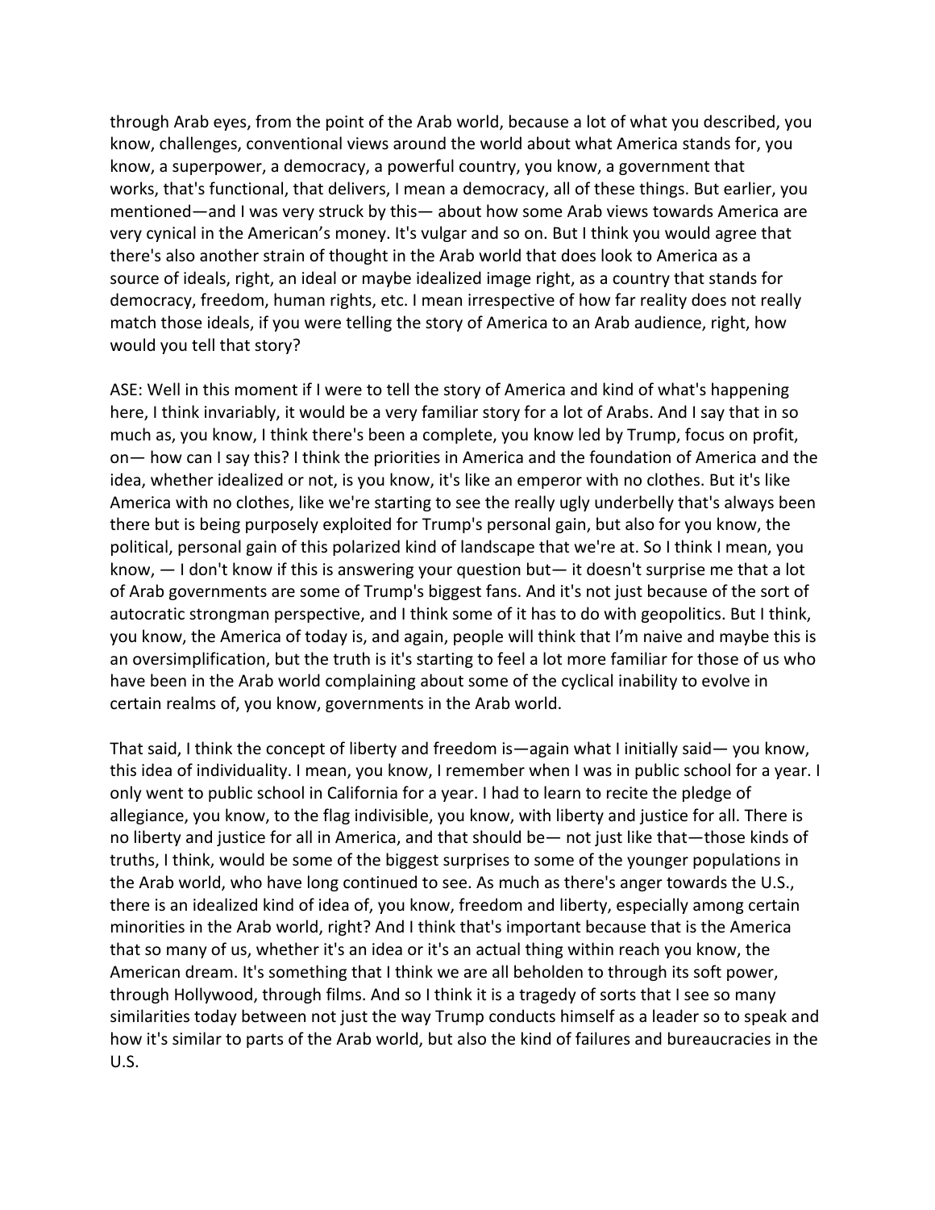through Arab eyes, from the point of the Arab world, because a lot of what you described, you know, challenges, conventional views around the world about what America stands for, you know, a superpower, a democracy, a powerful country, you know, a government that works, that's functional, that delivers, I mean a democracy, all of these things. But earlier, you mentioned—and I was very struck by this— about how some Arab views towards America are very cynical in the American's money. It's vulgar and so on. But I think you would agree that there's also another strain of thought in the Arab world that does look to America as a source of ideals, right, an ideal or maybe idealized image right, as a country that stands for democracy, freedom, human rights, etc. I mean irrespective of how far reality does not really match those ideals, if you were telling the story of America to an Arab audience, right, how would you tell that story?

ASE: Well in this moment if I were to tell the story of America and kind of what's happening here, I think invariably, it would be a very familiar story for a lot of Arabs. And I say that in so much as, you know, I think there's been a complete, you know led by Trump, focus on profit, on— how can I say this? I think the priorities in America and the foundation of America and the idea, whether idealized or not, is you know, it's like an emperor with no clothes. But it's like America with no clothes, like we're starting to see the really ugly underbelly that's always been there but is being purposely exploited for Trump's personal gain, but also for you know, the political, personal gain of this polarized kind of landscape that we're at. So I think I mean, you know, — I don't know if this is answering your question but— it doesn't surprise me that a lot of Arab governments are some of Trump's biggest fans. And it's not just because of the sort of autocratic strongman perspective, and I think some of it has to do with geopolitics. But I think, you know, the America of today is, and again, people will think that I'm naive and maybe this is an oversimplification, but the truth is it's starting to feel a lot more familiar for those of us who have been in the Arab world complaining about some of the cyclical inability to evolve in certain realms of, you know, governments in the Arab world.

That said, I think the concept of liberty and freedom is—again what I initially said— you know, this idea of individuality. I mean, you know, I remember when I was in public school for a year. I only went to public school in California for a year. I had to learn to recite the pledge of allegiance, you know, to the flag indivisible, you know, with liberty and justice for all. There is no liberty and justice for all in America, and that should be— not just like that—those kinds of truths, I think, would be some of the biggest surprises to some of the younger populations in the Arab world, who have long continued to see. As much as there's anger towards the U.S., there is an idealized kind of idea of, you know, freedom and liberty, especially among certain minorities in the Arab world, right? And I think that's important because that is the America that so many of us, whether it's an idea or it's an actual thing within reach you know, the American dream. It's something that I think we are all beholden to through its soft power, through Hollywood, through films. And so I think it is a tragedy of sorts that I see so many similarities today between not just the way Trump conducts himself as a leader so to speak and how it's similar to parts of the Arab world, but also the kind of failures and bureaucracies in the U.S.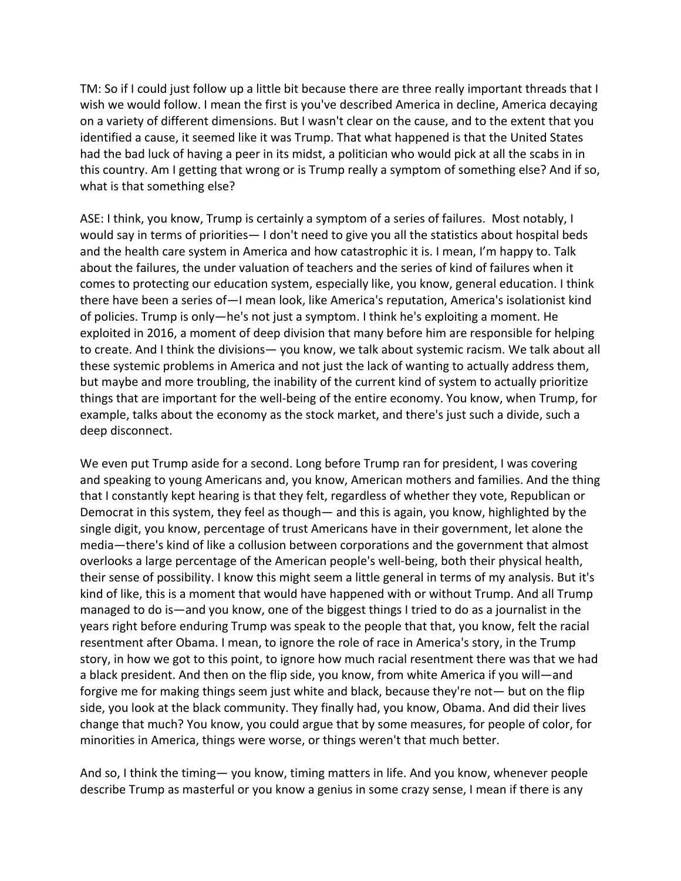TM: So if I could just follow up a little bit because there are three really important threads that I wish we would follow. I mean the first is you've described America in decline, America decaying on a variety of different dimensions. But I wasn't clear on the cause, and to the extent that you identified a cause, it seemed like it was Trump. That what happened is that the United States had the bad luck of having a peer in its midst, a politician who would pick at all the scabs in in this country. Am I getting that wrong or is Trump really a symptom of something else? And if so, what is that something else?

ASE: I think, you know, Trump is certainly a symptom of a series of failures. Most notably, I would say in terms of priorities— I don't need to give you all the statistics about hospital beds and the health care system in America and how catastrophic it is. I mean, I'm happy to. Talk about the failures, the under valuation of teachers and the series of kind of failures when it comes to protecting our education system, especially like, you know, general education. I think there have been a series of—I mean look, like America's reputation, America's isolationist kind of policies. Trump is only—he's not just a symptom. I think he's exploiting a moment. He exploited in 2016, a moment of deep division that many before him are responsible for helping to create. And I think the divisions— you know, we talk about systemic racism. We talk about all these systemic problems in America and not just the lack of wanting to actually address them, but maybe and more troubling, the inability of the current kind of system to actually prioritize things that are important for the well-being of the entire economy. You know, when Trump, for example, talks about the economy as the stock market, and there's just such a divide, such a deep disconnect.

We even put Trump aside for a second. Long before Trump ran for president, I was covering and speaking to young Americans and, you know, American mothers and families. And the thing that I constantly kept hearing is that they felt, regardless of whether they vote, Republican or Democrat in this system, they feel as though— and this is again, you know, highlighted by the single digit, you know, percentage of trust Americans have in their government, let alone the media—there's kind of like a collusion between corporations and the government that almost overlooks a large percentage of the American people's well-being, both their physical health, their sense of possibility. I know this might seem a little general in terms of my analysis. But it's kind of like, this is a moment that would have happened with or without Trump. And all Trump managed to do is—and you know, one of the biggest things I tried to do as a journalist in the years right before enduring Trump was speak to the people that that, you know, felt the racial resentment after Obama. I mean, to ignore the role of race in America's story, in the Trump story, in how we got to this point, to ignore how much racial resentment there was that we had a black president. And then on the flip side, you know, from white America if you will—and forgive me for making things seem just white and black, because they're not— but on the flip side, you look at the black community. They finally had, you know, Obama. And did their lives change that much? You know, you could argue that by some measures, for people of color, for minorities in America, things were worse, or things weren't that much better.

And so, I think the timing— you know, timing matters in life. And you know, whenever people describe Trump as masterful or you know a genius in some crazy sense, I mean if there is any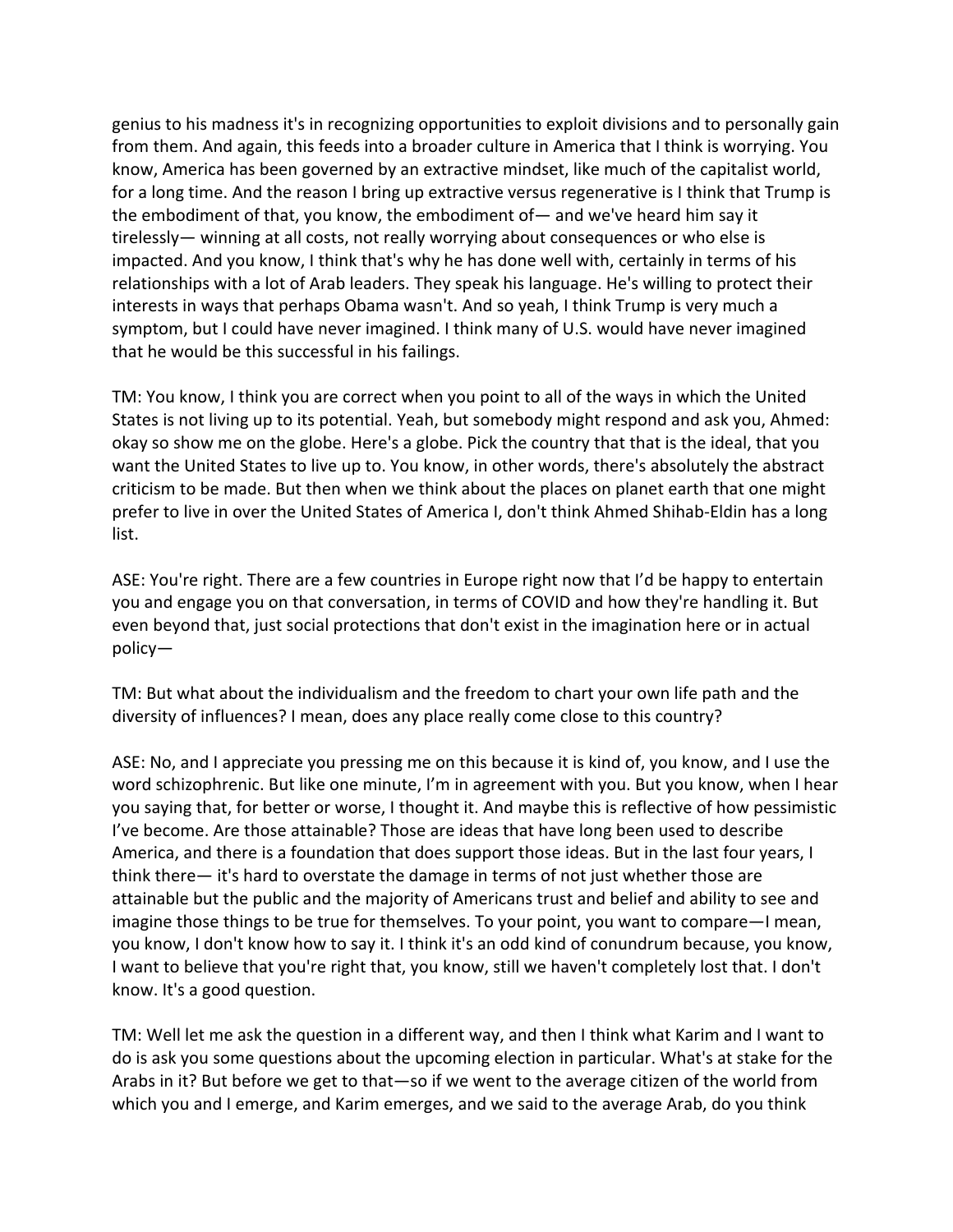genius to his madness it's in recognizing opportunities to exploit divisions and to personally gain from them. And again, this feeds into a broader culture in America that I think is worrying. You know, America has been governed by an extractive mindset, like much of the capitalist world, for a long time. And the reason I bring up extractive versus regenerative is I think that Trump is the embodiment of that, you know, the embodiment of— and we've heard him say it tirelessly— winning at all costs, not really worrying about consequences or who else is impacted. And you know, I think that's why he has done well with, certainly in terms of his relationships with a lot of Arab leaders. They speak his language. He's willing to protect their interests in ways that perhaps Obama wasn't. And so yeah, I think Trump is very much a symptom, but I could have never imagined. I think many of U.S. would have never imagined that he would be this successful in his failings.

TM: You know, I think you are correct when you point to all of the ways in which the United States is not living up to its potential. Yeah, but somebody might respond and ask you, Ahmed: okay so show me on the globe. Here's a globe. Pick the country that that is the ideal, that you want the United States to live up to. You know, in other words, there's absolutely the abstract criticism to be made. But then when we think about the places on planet earth that one might prefer to live in over the United States of America I, don't think Ahmed Shihab-Eldin has a long list.

ASE: You're right. There are a few countries in Europe right now that I'd be happy to entertain you and engage you on that conversation, in terms of COVID and how they're handling it. But even beyond that, just social protections that don't exist in the imagination here or in actual policy—

TM: But what about the individualism and the freedom to chart your own life path and the diversity of influences? I mean, does any place really come close to this country?

ASE: No, and I appreciate you pressing me on this because it is kind of, you know, and I use the word schizophrenic. But like one minute, I'm in agreement with you. But you know, when I hear you saying that, for better or worse, I thought it. And maybe this is reflective of how pessimistic I've become. Are those attainable? Those are ideas that have long been used to describe America, and there is a foundation that does support those ideas. But in the last four years, I think there— it's hard to overstate the damage in terms of not just whether those are attainable but the public and the majority of Americans trust and belief and ability to see and imagine those things to be true for themselves. To your point, you want to compare—I mean, you know, I don't know how to say it. I think it's an odd kind of conundrum because, you know, I want to believe that you're right that, you know, still we haven't completely lost that. I don't know. It's a good question.

TM: Well let me ask the question in a different way, and then I think what Karim and I want to do is ask you some questions about the upcoming election in particular. What's at stake for the Arabs in it? But before we get to that—so if we went to the average citizen of the world from which you and I emerge, and Karim emerges, and we said to the average Arab, do you think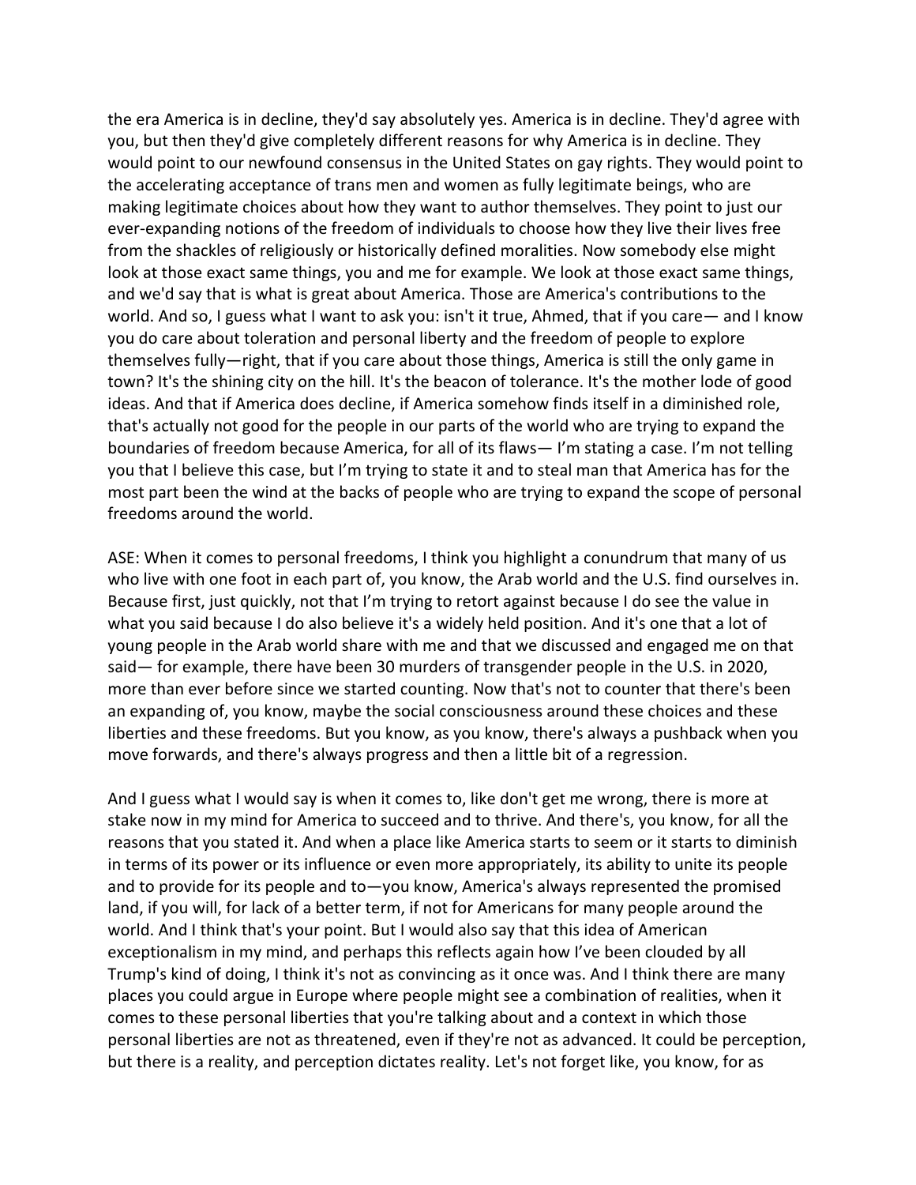the era America is in decline, they'd say absolutely yes. America is in decline. They'd agree with you, but then they'd give completely different reasons for why America is in decline. They would point to our newfound consensus in the United States on gay rights. They would point to the accelerating acceptance of trans men and women as fully legitimate beings, who are making legitimate choices about how they want to author themselves. They point to just our ever-expanding notions of the freedom of individuals to choose how they live their lives free from the shackles of religiously or historically defined moralities. Now somebody else might look at those exact same things, you and me for example. We look at those exact same things, and we'd say that is what is great about America. Those are America's contributions to the world. And so, I guess what I want to ask you: isn't it true, Ahmed, that if you care— and I know you do care about toleration and personal liberty and the freedom of people to explore themselves fully—right, that if you care about those things, America is still the only game in town? It's the shining city on the hill. It's the beacon of tolerance. It's the mother lode of good ideas. And that if America does decline, if America somehow finds itself in a diminished role, that's actually not good for the people in our parts of the world who are trying to expand the boundaries of freedom because America, for all of its flaws— I'm stating a case. I'm not telling you that I believe this case, but I'm trying to state it and to steal man that America has for the most part been the wind at the backs of people who are trying to expand the scope of personal freedoms around the world.

ASE: When it comes to personal freedoms, I think you highlight a conundrum that many of us who live with one foot in each part of, you know, the Arab world and the U.S. find ourselves in. Because first, just quickly, not that I'm trying to retort against because I do see the value in what you said because I do also believe it's a widely held position. And it's one that a lot of young people in the Arab world share with me and that we discussed and engaged me on that said— for example, there have been 30 murders of transgender people in the U.S. in 2020, more than ever before since we started counting. Now that's not to counter that there's been an expanding of, you know, maybe the social consciousness around these choices and these liberties and these freedoms. But you know, as you know, there's always a pushback when you move forwards, and there's always progress and then a little bit of a regression.

And I guess what I would say is when it comes to, like don't get me wrong, there is more at stake now in my mind for America to succeed and to thrive. And there's, you know, for all the reasons that you stated it. And when a place like America starts to seem or it starts to diminish in terms of its power or its influence or even more appropriately, its ability to unite its people and to provide for its people and to—you know, America's always represented the promised land, if you will, for lack of a better term, if not for Americans for many people around the world. And I think that's your point. But I would also say that this idea of American exceptionalism in my mind, and perhaps this reflects again how I've been clouded by all Trump's kind of doing, I think it's not as convincing as it once was. And I think there are many places you could argue in Europe where people might see a combination of realities, when it comes to these personal liberties that you're talking about and a context in which those personal liberties are not as threatened, even if they're not as advanced. It could be perception, but there is a reality, and perception dictates reality. Let's not forget like, you know, for as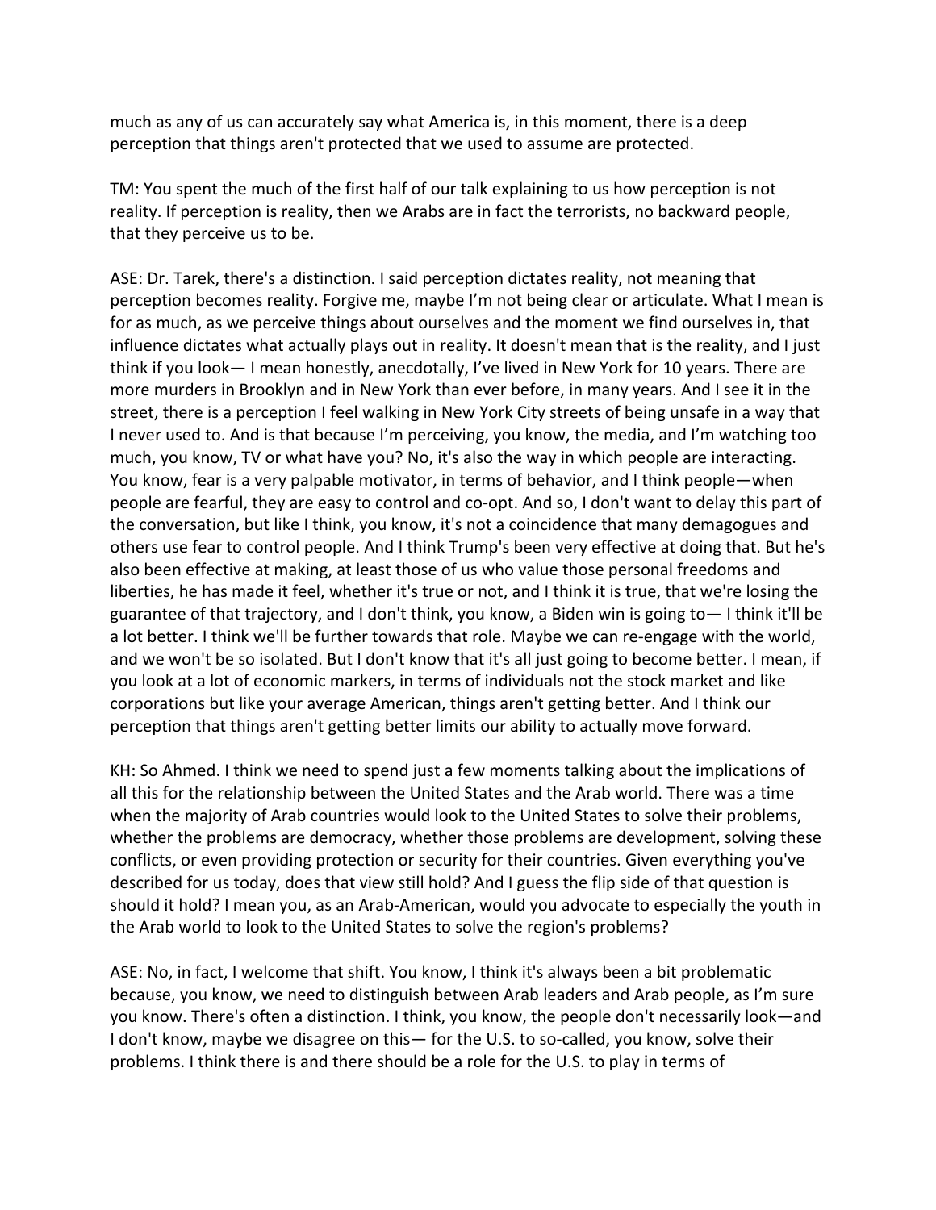much as any of us can accurately say what America is, in this moment, there is a deep perception that things aren't protected that we used to assume are protected.

TM: You spent the much of the first half of our talk explaining to us how perception is not reality. If perception is reality, then we Arabs are in fact the terrorists, no backward people, that they perceive us to be.

ASE: Dr. Tarek, there's a distinction. I said perception dictates reality, not meaning that perception becomes reality. Forgive me, maybe I'm not being clear or articulate. What I mean is for as much, as we perceive things about ourselves and the moment we find ourselves in, that influence dictates what actually plays out in reality. It doesn't mean that is the reality, and I just think if you look— I mean honestly, anecdotally, I've lived in New York for 10 years. There are more murders in Brooklyn and in New York than ever before, in many years. And I see it in the street, there is a perception I feel walking in New York City streets of being unsafe in a way that I never used to. And is that because I'm perceiving, you know, the media, and I'm watching too much, you know, TV or what have you? No, it's also the way in which people are interacting. You know, fear is a very palpable motivator, in terms of behavior, and I think people—when people are fearful, they are easy to control and co-opt. And so, I don't want to delay this part of the conversation, but like I think, you know, it's not a coincidence that many demagogues and others use fear to control people. And I think Trump's been very effective at doing that. But he's also been effective at making, at least those of us who value those personal freedoms and liberties, he has made it feel, whether it's true or not, and I think it is true, that we're losing the guarantee of that trajectory, and I don't think, you know, a Biden win is going to— I think it'll be a lot better. I think we'll be further towards that role. Maybe we can re-engage with the world, and we won't be so isolated. But I don't know that it's all just going to become better. I mean, if you look at a lot of economic markers, in terms of individuals not the stock market and like corporations but like your average American, things aren't getting better. And I think our perception that things aren't getting better limits our ability to actually move forward.

KH: So Ahmed. I think we need to spend just a few moments talking about the implications of all this for the relationship between the United States and the Arab world. There was a time when the majority of Arab countries would look to the United States to solve their problems, whether the problems are democracy, whether those problems are development, solving these conflicts, or even providing protection or security for their countries. Given everything you've described for us today, does that view still hold? And I guess the flip side of that question is should it hold? I mean you, as an Arab-American, would you advocate to especially the youth in the Arab world to look to the United States to solve the region's problems?

ASE: No, in fact, I welcome that shift. You know, I think it's always been a bit problematic because, you know, we need to distinguish between Arab leaders and Arab people, as I'm sure you know. There's often a distinction. I think, you know, the people don't necessarily look—and I don't know, maybe we disagree on this— for the U.S. to so-called, you know, solve their problems. I think there is and there should be a role for the U.S. to play in terms of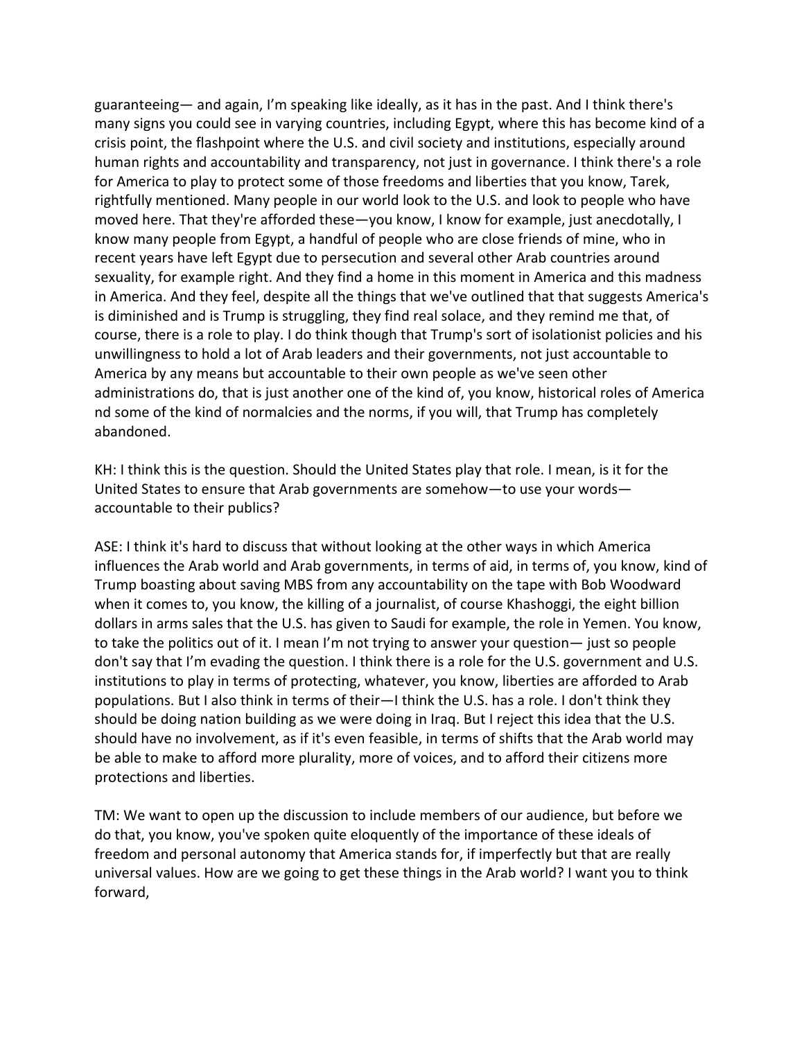guaranteeing— and again, I'm speaking like ideally, as it has in the past. And I think there's many signs you could see in varying countries, including Egypt, where this has become kind of a crisis point, the flashpoint where the U.S. and civil society and institutions, especially around human rights and accountability and transparency, not just in governance. I think there's a role for America to play to protect some of those freedoms and liberties that you know, Tarek, rightfully mentioned. Many people in our world look to the U.S. and look to people who have moved here. That they're afforded these—you know, I know for example, just anecdotally, I know many people from Egypt, a handful of people who are close friends of mine, who in recent years have left Egypt due to persecution and several other Arab countries around sexuality, for example right. And they find a home in this moment in America and this madness in America. And they feel, despite all the things that we've outlined that that suggests America's is diminished and is Trump is struggling, they find real solace, and they remind me that, of course, there is a role to play. I do think though that Trump's sort of isolationist policies and his unwillingness to hold a lot of Arab leaders and their governments, not just accountable to America by any means but accountable to their own people as we've seen other administrations do, that is just another one of the kind of, you know, historical roles of America nd some of the kind of normalcies and the norms, if you will, that Trump has completely abandoned.

KH: I think this is the question. Should the United States play that role. I mean, is it for the United States to ensure that Arab governments are somehow—to use your words—accountable to their publics?

ASE: I think it's hard to discuss that without looking at the other ways in which America influences the Arab world and Arab governments, in terms of aid, in terms of, you know, kind of Trump boasting about saving MBS from any accountability on the tape with Bob Woodward when it comes to, you know, the killing of a journalist, of course Khashoggi, the eight billion dollars in arms sales that the U.S. has given to Saudi for example, the role in Yemen. You know, to take the politics out of it. I mean I'm not trying to answer your question— just so people don't say that I'm evading the question. I think there is a role for the U.S. government and U.S. institutions to play in terms of protecting, whatever, you know, liberties are afforded to Arab populations. But I also think in terms of their—I think the U.S. has a role. I don't think they should be doing nation building as we were doing in Iraq. But I reject this idea that the U.S. should have no involvement, as if it's even feasible, in terms of shifts that the Arab world may be able to make to afford more plurality, more of voices, and to afford their citizens more protections and liberties.

TM: We want to open up the discussion to include members of our audience, but before we do that, you know, you've spoken quite eloquently of the importance of these ideals of freedom and personal autonomy that America stands for, if imperfectly but that are really universal values. How are we going to get these things in the Arab world? I want you to think forward,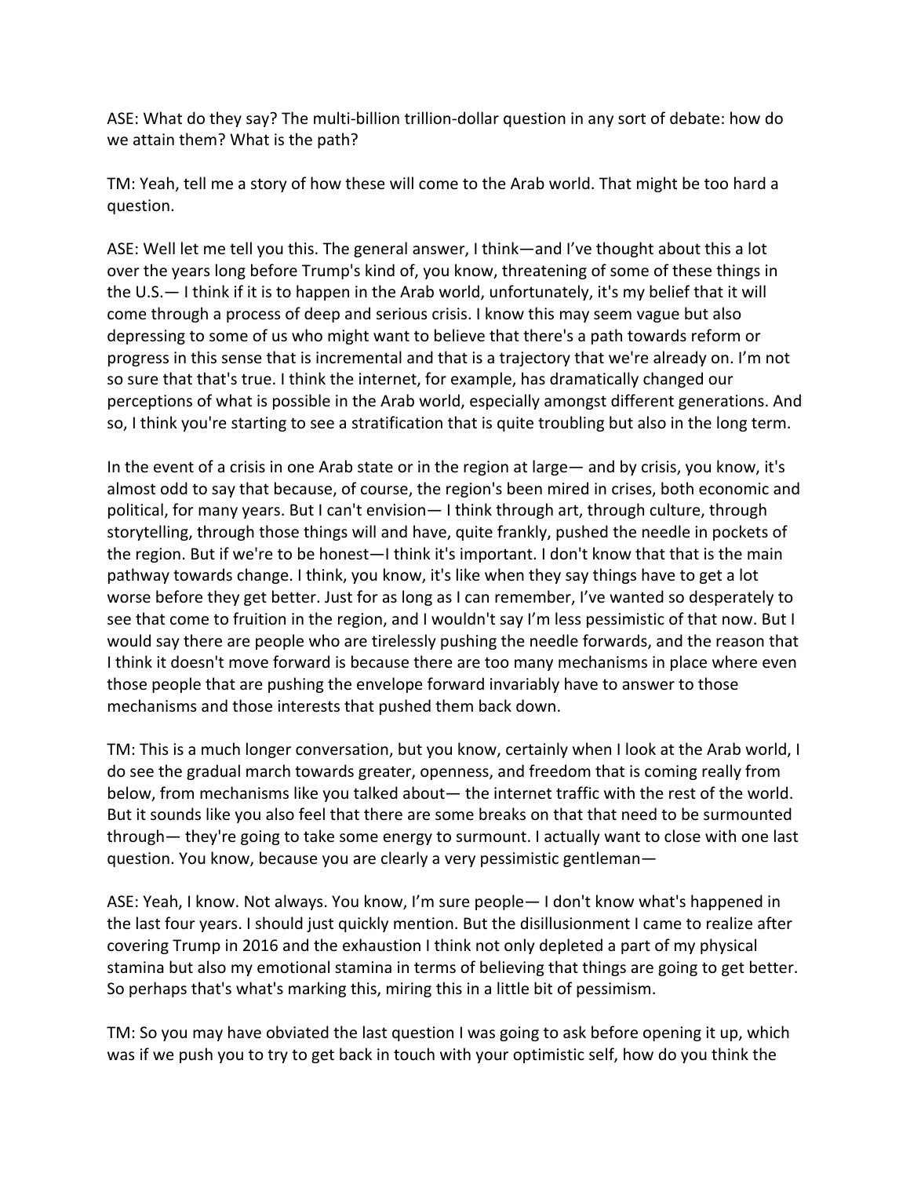ASE: What do they say? The multi-billion trillion-dollar question in any sort of debate: how do we attain them? What is the path?

TM: Yeah, tell me a story of how these will come to the Arab world. That might be too hard a question.

ASE: Well let me tell you this. The general answer, I think—and I've thought about this a lot over the years long before Trump's kind of, you know, threatening of some of these things in the U.S.— I think if it is to happen in the Arab world, unfortunately, it's my belief that it will come through a process of deep and serious crisis. I know this may seem vague but also depressing to some of us who might want to believe that there's a path towards reform or progress in this sense that is incremental and that is a trajectory that we're already on. I'm not so sure that that's true. I think the internet, for example, has dramatically changed our perceptions of what is possible in the Arab world, especially amongst different generations. And so, I think you're starting to see a stratification that is quite troubling but also in the long term.

In the event of a crisis in one Arab state or in the region at large— and by crisis, you know, it's almost odd to say that because, of course, the region's been mired in crises, both economic and political, for many years. But I can't envision— I think through art, through culture, through storytelling, through those things will and have, quite frankly, pushed the needle in pockets of the region. But if we're to be honest—I think it's important. I don't know that that is the main pathway towards change. I think, you know, it's like when they say things have to get a lot worse before they get better. Just for as long as I can remember, I've wanted so desperately to see that come to fruition in the region, and I wouldn't say I'm less pessimistic of that now. But I would say there are people who are tirelessly pushing the needle forwards, and the reason that I think it doesn't move forward is because there are too many mechanisms in place where even those people that are pushing the envelope forward invariably have to answer to those mechanisms and those interests that pushed them back down.

TM: This is a much longer conversation, but you know, certainly when I look at the Arab world, I do see the gradual march towards greater, openness, and freedom that is coming really from below, from mechanisms like you talked about— the internet traffic with the rest of the world. But it sounds like you also feel that there are some breaks on that that need to be surmounted through— they're going to take some energy to surmount. I actually want to close with one last question. You know, because you are clearly a very pessimistic gentleman—

ASE: Yeah, I know. Not always. You know, I'm sure people— I don't know what's happened in the last four years. I should just quickly mention. But the disillusionment I came to realize after covering Trump in 2016 and the exhaustion I think not only depleted a part of my physical stamina but also my emotional stamina in terms of believing that things are going to get better. So perhaps that's what's marking this, miring this in a little bit of pessimism.

TM: So you may have obviated the last question I was going to ask before opening it up, which was if we push you to try to get back in touch with your optimistic self, how do you think the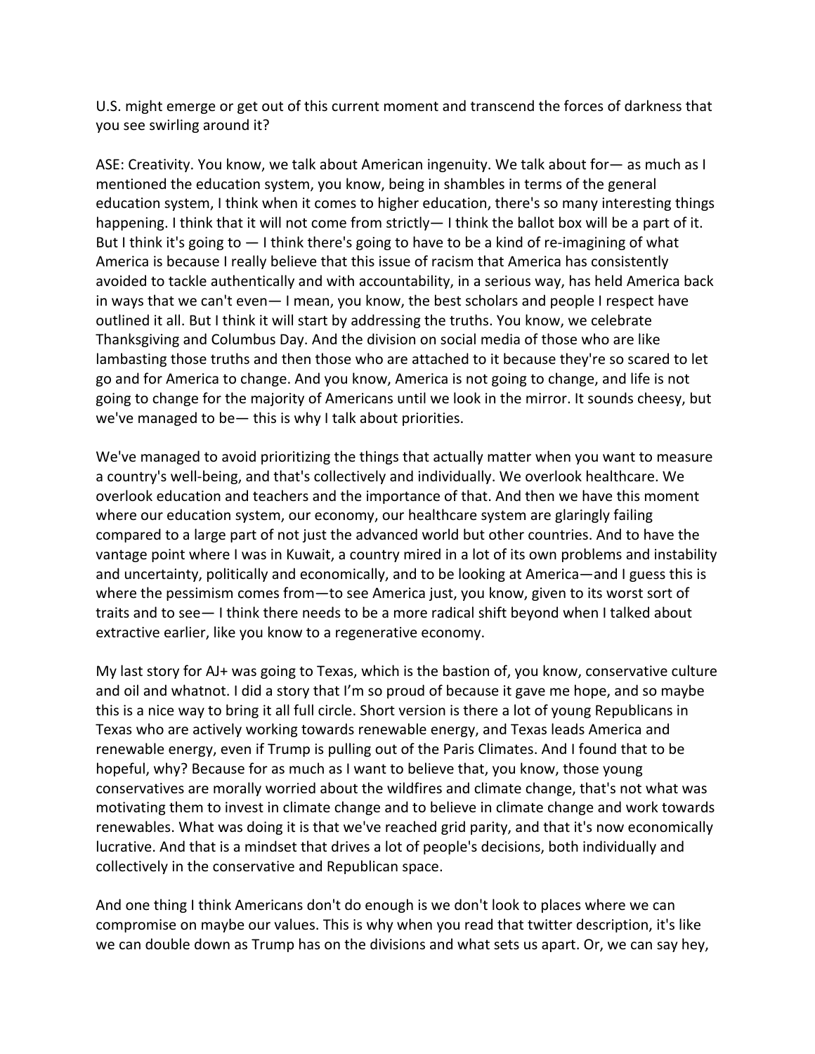U.S. might emerge or get out of this current moment and transcend the forces of darkness that you see swirling around it?

ASE: Creativity. You know, we talk about American ingenuity. We talk about for— as much as I mentioned the education system, you know, being in shambles in terms of the general education system, I think when it comes to higher education, there's so many interesting things happening. I think that it will not come from strictly— I think the ballot box will be a part of it. But I think it's going to — I think there's going to have to be a kind of re-imagining of what America is because I really believe that this issue of racism that America has consistently avoided to tackle authentically and with accountability, in a serious way, has held America back in ways that we can't even— I mean, you know, the best scholars and people I respect have outlined it all. But I think it will start by addressing the truths. You know, we celebrate Thanksgiving and Columbus Day. And the division on social media of those who are like lambasting those truths and then those who are attached to it because they're so scared to let go and for America to change. And you know, America is not going to change, and life is not going to change for the majority of Americans until we look in the mirror. It sounds cheesy, but we've managed to be— this is why I talk about priorities.

We've managed to avoid prioritizing the things that actually matter when you want to measure a country's well-being, and that's collectively and individually. We overlook healthcare. We overlook education and teachers and the importance of that. And then we have this moment where our education system, our economy, our healthcare system are glaringly failing compared to a large part of not just the advanced world but other countries. And to have the vantage point where I was in Kuwait, a country mired in a lot of its own problems and instability and uncertainty, politically and economically, and to be looking at America—and I guess this is where the pessimism comes from—to see America just, you know, given to its worst sort of traits and to see— I think there needs to be a more radical shift beyond when I talked about extractive earlier, like you know to a regenerative economy.

My last story for AJ+ was going to Texas, which is the bastion of, you know, conservative culture and oil and whatnot. I did a story that I'm so proud of because it gave me hope, and so maybe this is a nice way to bring it all full circle. Short version is there a lot of young Republicans in Texas who are actively working towards renewable energy, and Texas leads America and renewable energy, even if Trump is pulling out of the Paris Climates. And I found that to be hopeful, why? Because for as much as I want to believe that, you know, those young conservatives are morally worried about the wildfires and climate change, that's not what was motivating them to invest in climate change and to believe in climate change and work towards renewables. What was doing it is that we've reached grid parity, and that it's now economically lucrative. And that is a mindset that drives a lot of people's decisions, both individually and collectively in the conservative and Republican space.

And one thing I think Americans don't do enough is we don't look to places where we can compromise on maybe our values. This is why when you read that twitter description, it's like we can double down as Trump has on the divisions and what sets us apart. Or, we can say hey,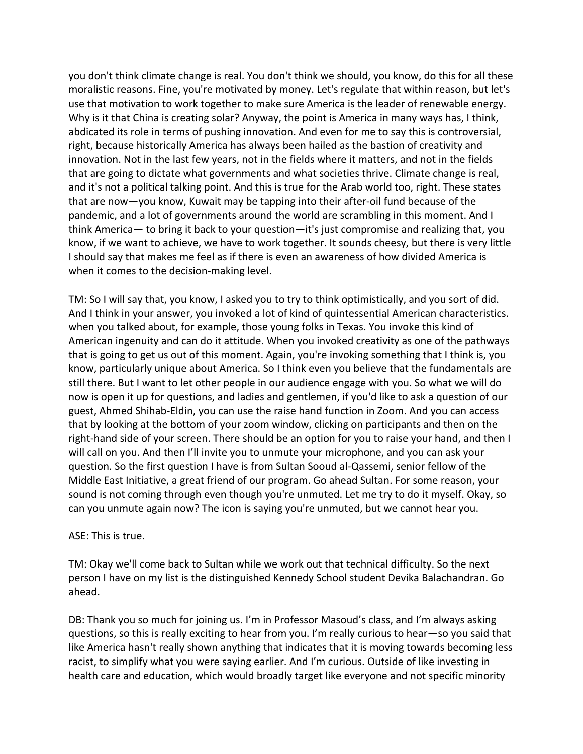you don't think climate change is real. You don't think we should, you know, do this for all these moralistic reasons. Fine, you're motivated by money. Let's regulate that within reason, but let's use that motivation to work together to make sure America is the leader of renewable energy. Why is it that China is creating solar? Anyway, the point is America in many ways has, I think, abdicated its role in terms of pushing innovation. And even for me to say this is controversial, right, because historically America has always been hailed as the bastion of creativity and innovation. Not in the last few years, not in the fields where it matters, and not in the fields that are going to dictate what governments and what societies thrive. Climate change is real, and it's not a political talking point. And this is true for the Arab world too, right. These states that are now—you know, Kuwait may be tapping into their after-oil fund because of the pandemic, and a lot of governments around the world are scrambling in this moment. And I think America— to bring it back to your question—it's just compromise and realizing that, you know, if we want to achieve, we have to work together. It sounds cheesy, but there is very little I should say that makes me feel as if there is even an awareness of how divided America is when it comes to the decision-making level.

TM: So I will say that, you know, I asked you to try to think optimistically, and you sort of did. And I think in your answer, you invoked a lot of kind of quintessential American characteristics. when you talked about, for example, those young folks in Texas. You invoke this kind of American ingenuity and can do it attitude. When you invoked creativity as one of the pathways that is going to get us out of this moment. Again, you're invoking something that I think is, you know, particularly unique about America. So I think even you believe that the fundamentals are still there. But I want to let other people in our audience engage with you. So what we will do now is open it up for questions, and ladies and gentlemen, if you'd like to ask a question of our guest, Ahmed Shihab-Eldin, you can use the raise hand function in Zoom. And you can access that by looking at the bottom of your zoom window, clicking on participants and then on the right-hand side of your screen. There should be an option for you to raise your hand, and then I will call on you. And then I'll invite you to unmute your microphone, and you can ask your question. So the first question I have is from Sultan Sooud al-Qassemi, senior fellow of the Middle East Initiative, a great friend of our program. Go ahead Sultan. For some reason, your sound is not coming through even though you're unmuted. Let me try to do it myself. Okay, so can you unmute again now? The icon is saying you're unmuted, but we cannot hear you.

ASE: This is true.

TM: Okay we'll come back to Sultan while we work out that technical difficulty. So the next person I have on my list is the distinguished Kennedy School student Devika Balachandran. Go ahead.

DB: Thank you so much for joining us. I'm in Professor Masoud's class, and I'm always asking questions, so this is really exciting to hear from you. I'm really curious to hear—so you said that like America hasn't really shown anything that indicates that it is moving towards becoming less racist, to simplify what you were saying earlier. And I'm curious. Outside of like investing in health care and education, which would broadly target like everyone and not specific minority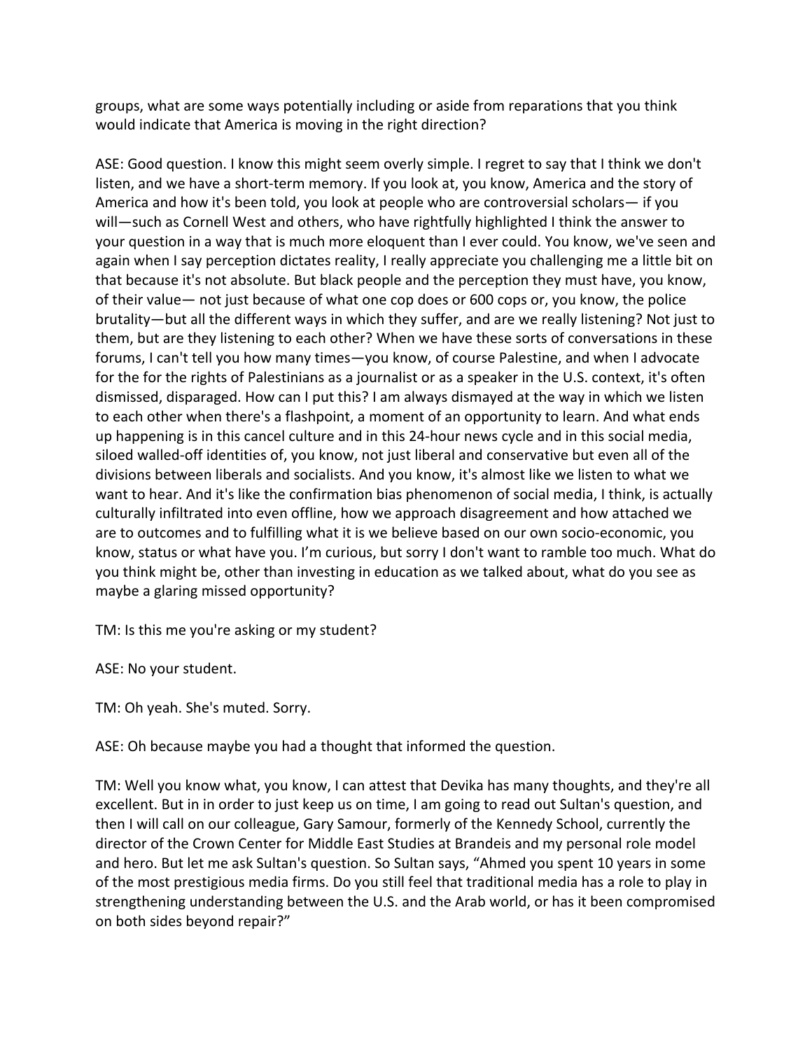groups, what are some ways potentially including or aside from reparations that you think would indicate that America is moving in the right direction?

ASE: Good question. I know this might seem overly simple. I regret to say that I think we don't listen, and we have a short-term memory. If you look at, you know, America and the story of America and how it's been told, you look at people who are controversial scholars— if you will—such as Cornell West and others, who have rightfully highlighted I think the answer to your question in a way that is much more eloquent than I ever could. You know, we've seen and again when I say perception dictates reality, I really appreciate you challenging me a little bit on that because it's not absolute. But black people and the perception they must have, you know, of their value— not just because of what one cop does or 600 cops or, you know, the police brutality—but all the different ways in which they suffer, and are we really listening? Not just to them, but are they listening to each other? When we have these sorts of conversations in these forums, I can't tell you how many times—you know, of course Palestine, and when I advocate for the for the rights of Palestinians as a journalist or as a speaker in the U.S. context, it's often dismissed, disparaged. How can I put this? I am always dismayed at the way in which we listen to each other when there's a flashpoint, a moment of an opportunity to learn. And what ends up happening is in this cancel culture and in this 24-hour news cycle and in this social media, siloed walled-off identities of, you know, not just liberal and conservative but even all of the divisions between liberals and socialists. And you know, it's almost like we listen to what we want to hear. And it's like the confirmation bias phenomenon of social media, I think, is actually culturally infiltrated into even offline, how we approach disagreement and how attached we are to outcomes and to fulfilling what it is we believe based on our own socio-economic, you know, status or what have you. I'm curious, but sorry I don't want to ramble too much. What do you think might be, other than investing in education as we talked about, what do you see as maybe a glaring missed opportunity?

TM: Is this me you're asking or my student?

ASE: No your student.

TM: Oh yeah. She's muted. Sorry.

ASE: Oh because maybe you had a thought that informed the question.

TM: Well you know what, you know, I can attest that Devika has many thoughts, and they're all excellent. But in in order to just keep us on time, I am going to read out Sultan's question, and then I will call on our colleague, Gary Samour, formerly of the Kennedy School, currently the director of the Crown Center for Middle East Studies at Brandeis and my personal role model and hero. But let me ask Sultan's question. So Sultan says, "Ahmed you spent 10 years in some of the most prestigious media firms. Do you still feel that traditional media has a role to play in strengthening understanding between the U.S. and the Arab world, or has it been compromised on both sides beyond repair?"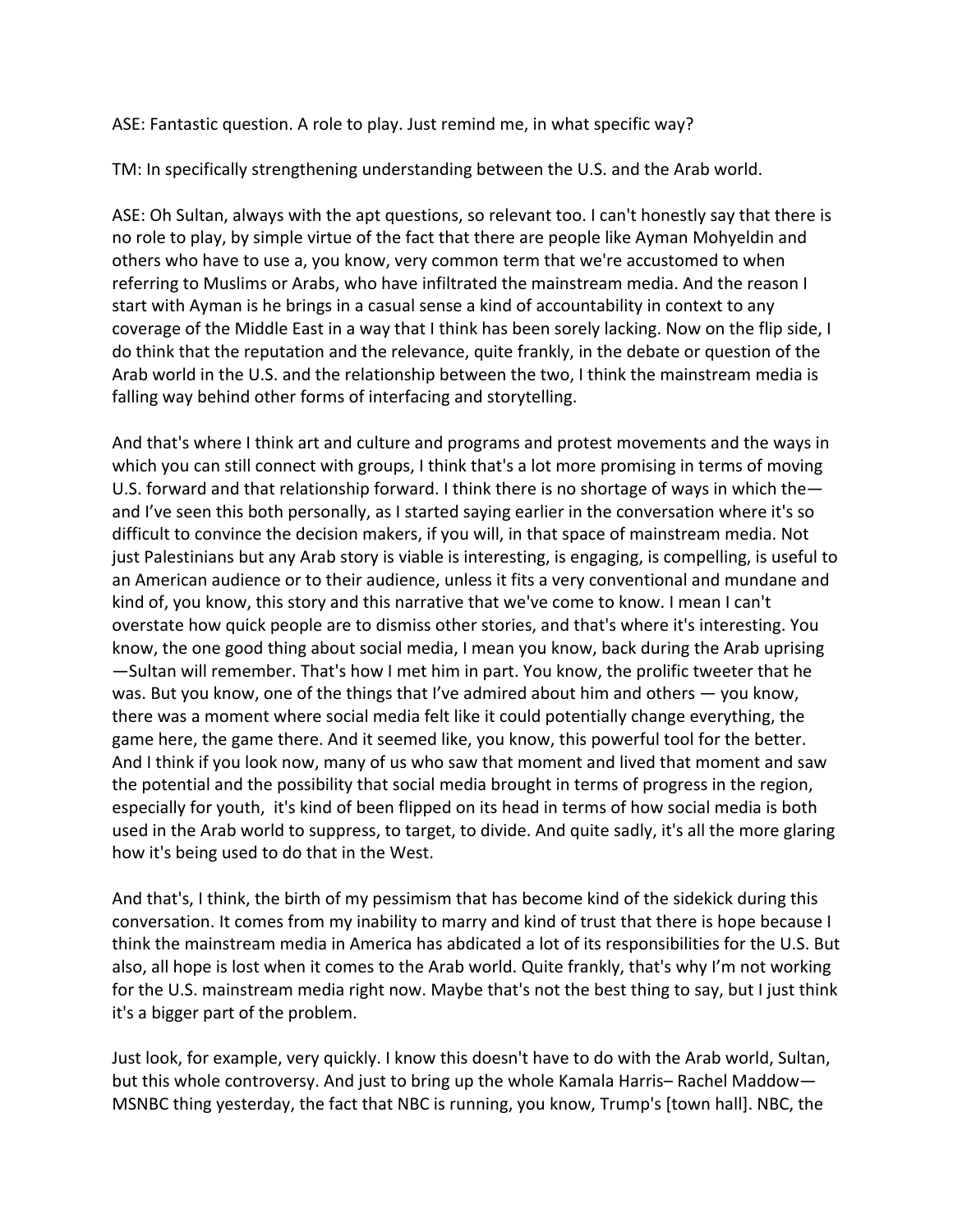ASE: Fantastic question. A role to play. Just remind me, in what specific way?

TM: In specifically strengthening understanding between the U.S. and the Arab world.

ASE: Oh Sultan, always with the apt questions, so relevant too. I can't honestly say that there is no role to play, by simple virtue of the fact that there are people like Ayman Mohyeldin and others who have to use a, you know, very common term that we're accustomed to when referring to Muslims or Arabs, who have infiltrated the mainstream media. And the reason I start with Ayman is he brings in a casual sense a kind of accountability in context to any coverage of the Middle East in a way that I think has been sorely lacking. Now on the flip side, I do think that the reputation and the relevance, quite frankly, in the debate or question of the Arab world in the U.S. and the relationship between the two, I think the mainstream media is falling way behind other forms of interfacing and storytelling.

And that's where I think art and culture and programs and protest movements and the ways in which you can still connect with groups, I think that's a lot more promising in terms of moving U.S. forward and that relationship forward. I think there is no shortage of ways in which the—and I've seen this both personally, as I started saying earlier in the conversation where it's so difficult to convince the decision makers, if you will, in that space of mainstream media. Not just Palestinians but any Arab story is viable is interesting, is engaging, is compelling, is useful to an American audience or to their audience, unless it fits a very conventional and mundane and kind of, you know, this story and this narrative that we've come to know. I mean I can't overstate how quick people are to dismiss other stories, and that's where it's interesting. You know, the one good thing about social media, I mean you know, back during the Arab uprising—Sultan will remember. That's how I met him in part. You know, the prolific tweeter that he was. But you know, one of the things that I've admired about him and others — you know, there was a moment where social media felt like it could potentially change everything, the game here, the game there. And it seemed like, you know, this powerful tool for the better. And I think if you look now, many of us who saw that moment and lived that moment and saw the potential and the possibility that social media brought in terms of progress in the region, especially for youth, it's kind of been flipped on its head in terms of how social media is both used in the Arab world to suppress, to target, to divide. And quite sadly, it's all the more glaring how it's being used to do that in the West.

And that's, I think, the birth of my pessimism that has become kind of the sidekick during this conversation. It comes from my inability to marry and kind of trust that there is hope because I think the mainstream media in America has abdicated a lot of its responsibilities for the U.S. But also, all hope is lost when it comes to the Arab world. Quite frankly, that's why I'm not working for the U.S. mainstream media right now. Maybe that's not the best thing to say, but I just think it's a bigger part of the problem.

Just look, for example, very quickly. I know this doesn't have to do with the Arab world, Sultan, but this whole controversy. And just to bring up the whole Kamala Harris– Rachel Maddow—MSNBC thing yesterday, the fact that NBC is running, you know, Trump's [town hall]. NBC, the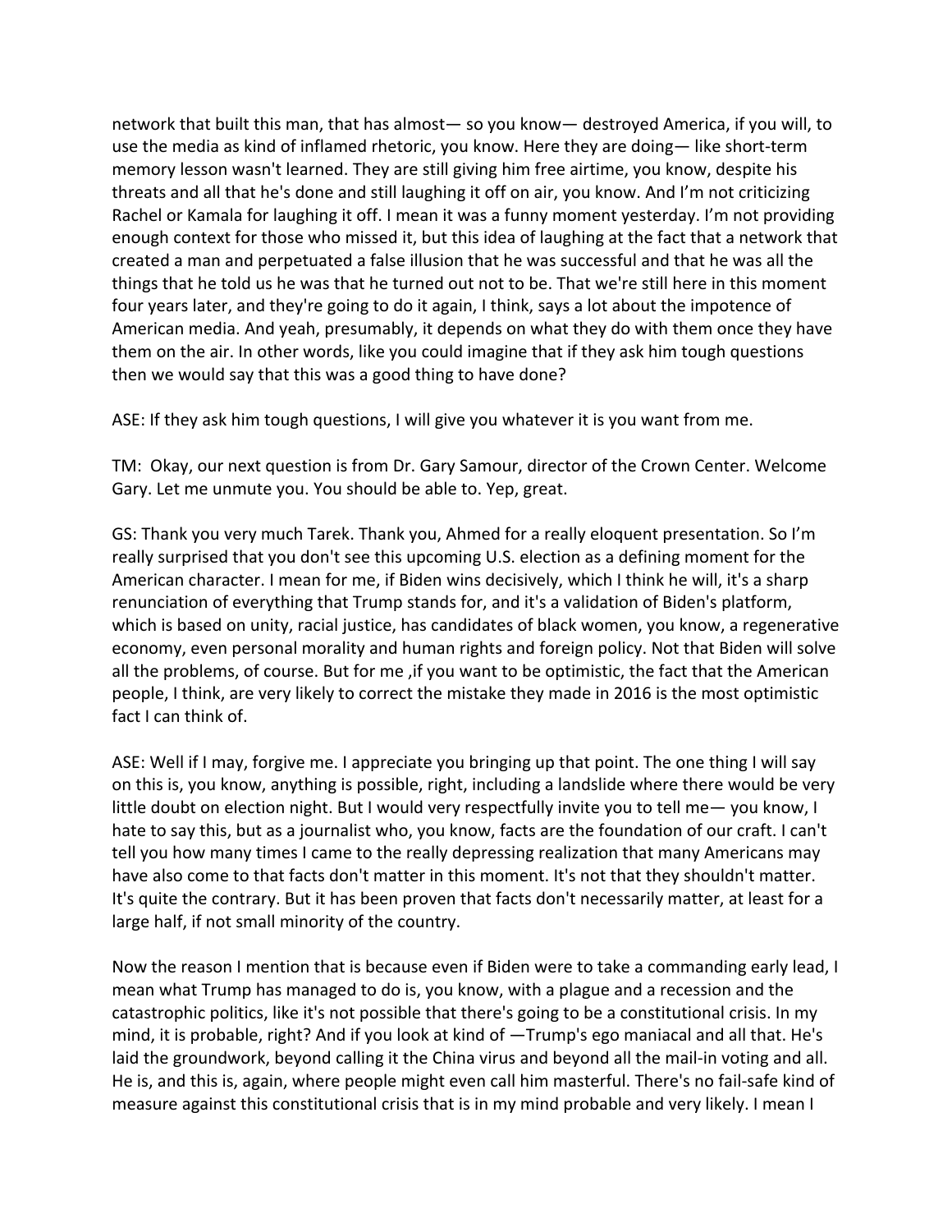network that built this man, that has almost— so you know— destroyed America, if you will, to use the media as kind of inflamed rhetoric, you know. Here they are doing— like short-term memory lesson wasn't learned. They are still giving him free airtime, you know, despite his threats and all that he's done and still laughing it off on air, you know. And I'm not criticizing Rachel or Kamala for laughing it off. I mean it was a funny moment yesterday. I'm not providing enough context for those who missed it, but this idea of laughing at the fact that a network that created a man and perpetuated a false illusion that he was successful and that he was all the things that he told us he was that he turned out not to be. That we're still here in this moment four years later, and they're going to do it again, I think, says a lot about the impotence of American media. And yeah, presumably, it depends on what they do with them once they have them on the air. In other words, like you could imagine that if they ask him tough questions then we would say that this was a good thing to have done?

ASE: If they ask him tough questions, I will give you whatever it is you want from me.

TM: Okay, our next question is from Dr. Gary Samour, director of the Crown Center. Welcome Gary. Let me unmute you. You should be able to. Yep, great.

GS: Thank you very much Tarek. Thank you, Ahmed for a really eloquent presentation. So I'm really surprised that you don't see this upcoming U.S. election as a defining moment for the American character. I mean for me, if Biden wins decisively, which I think he will, it's a sharp renunciation of everything that Trump stands for, and it's a validation of Biden's platform, which is based on unity, racial justice, has candidates of black women, you know, a regenerative economy, even personal morality and human rights and foreign policy. Not that Biden will solve all the problems, of course. But for me ,if you want to be optimistic, the fact that the American people, I think, are very likely to correct the mistake they made in 2016 is the most optimistic fact I can think of.

ASE: Well if I may, forgive me. I appreciate you bringing up that point. The one thing I will say on this is, you know, anything is possible, right, including a landslide where there would be very little doubt on election night. But I would very respectfully invite you to tell me— you know, I hate to say this, but as a journalist who, you know, facts are the foundation of our craft. I can't tell you how many times I came to the really depressing realization that many Americans may have also come to that facts don't matter in this moment. It's not that they shouldn't matter. It's quite the contrary. But it has been proven that facts don't necessarily matter, at least for a large half, if not small minority of the country.

Now the reason I mention that is because even if Biden were to take a commanding early lead, I mean what Trump has managed to do is, you know, with a plague and a recession and the catastrophic politics, like it's not possible that there's going to be a constitutional crisis. In my mind, it is probable, right? And if you look at kind of —Trump's ego maniacal and all that. He's laid the groundwork, beyond calling it the China virus and beyond all the mail-in voting and all. He is, and this is, again, where people might even call him masterful. There's no fail-safe kind of measure against this constitutional crisis that is in my mind probable and very likely. I mean I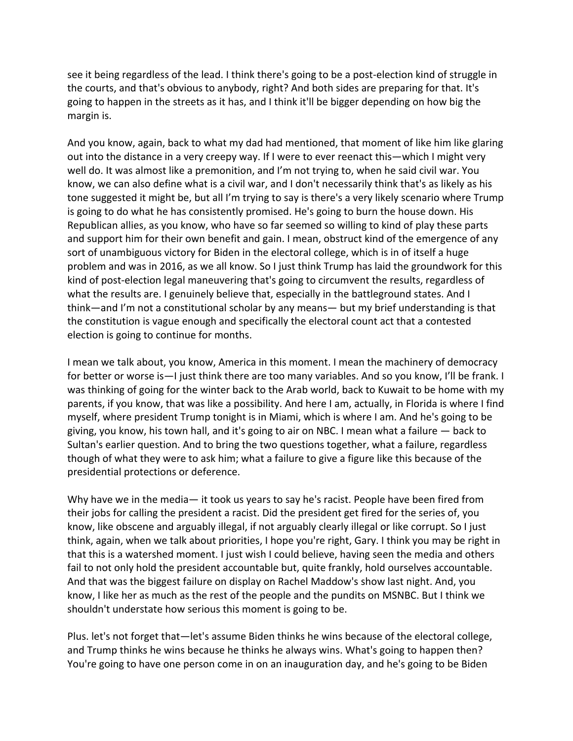see it being regardless of the lead. I think there's going to be a post-election kind of struggle in the courts, and that's obvious to anybody, right? And both sides are preparing for that. It's going to happen in the streets as it has, and I think it'll be bigger depending on how big the margin is.

And you know, again, back to what my dad had mentioned, that moment of like him like glaring out into the distance in a very creepy way. If I were to ever reenact this—which I might very well do. It was almost like a premonition, and I'm not trying to, when he said civil war. You know, we can also define what is a civil war, and I don't necessarily think that's as likely as his tone suggested it might be, but all I'm trying to say is there's a very likely scenario where Trump is going to do what he has consistently promised. He's going to burn the house down. His Republican allies, as you know, who have so far seemed so willing to kind of play these parts and support him for their own benefit and gain. I mean, obstruct kind of the emergence of any sort of unambiguous victory for Biden in the electoral college, which is in of itself a huge problem and was in 2016, as we all know. So I just think Trump has laid the groundwork for this kind of post-election legal maneuvering that's going to circumvent the results, regardless of what the results are. I genuinely believe that, especially in the battleground states. And I think—and I'm not a constitutional scholar by any means— but my brief understanding is that the constitution is vague enough and specifically the electoral count act that a contested election is going to continue for months.

I mean we talk about, you know, America in this moment. I mean the machinery of democracy for better or worse is—I just think there are too many variables. And so you know, I'll be frank. I was thinking of going for the winter back to the Arab world, back to Kuwait to be home with my parents, if you know, that was like a possibility. And here I am, actually, in Florida is where I find myself, where president Trump tonight is in Miami, which is where I am. And he's going to be giving, you know, his town hall, and it's going to air on NBC. I mean what a failure — back to Sultan's earlier question. And to bring the two questions together, what a failure, regardless though of what they were to ask him; what a failure to give a figure like this because of the presidential protections or deference.

Why have we in the media— it took us years to say he's racist. People have been fired from their jobs for calling the president a racist. Did the president get fired for the series of, you know, like obscene and arguably illegal, if not arguably clearly illegal or like corrupt. So I just think, again, when we talk about priorities, I hope you're right, Gary. I think you may be right in that this is a watershed moment. I just wish I could believe, having seen the media and others fail to not only hold the president accountable but, quite frankly, hold ourselves accountable. And that was the biggest failure on display on Rachel Maddow's show last night. And, you know, I like her as much as the rest of the people and the pundits on MSNBC. But I think we shouldn't understate how serious this moment is going to be.

Plus. let's not forget that—let's assume Biden thinks he wins because of the electoral college, and Trump thinks he wins because he thinks he always wins. What's going to happen then? You're going to have one person come in on an inauguration day, and he's going to be Biden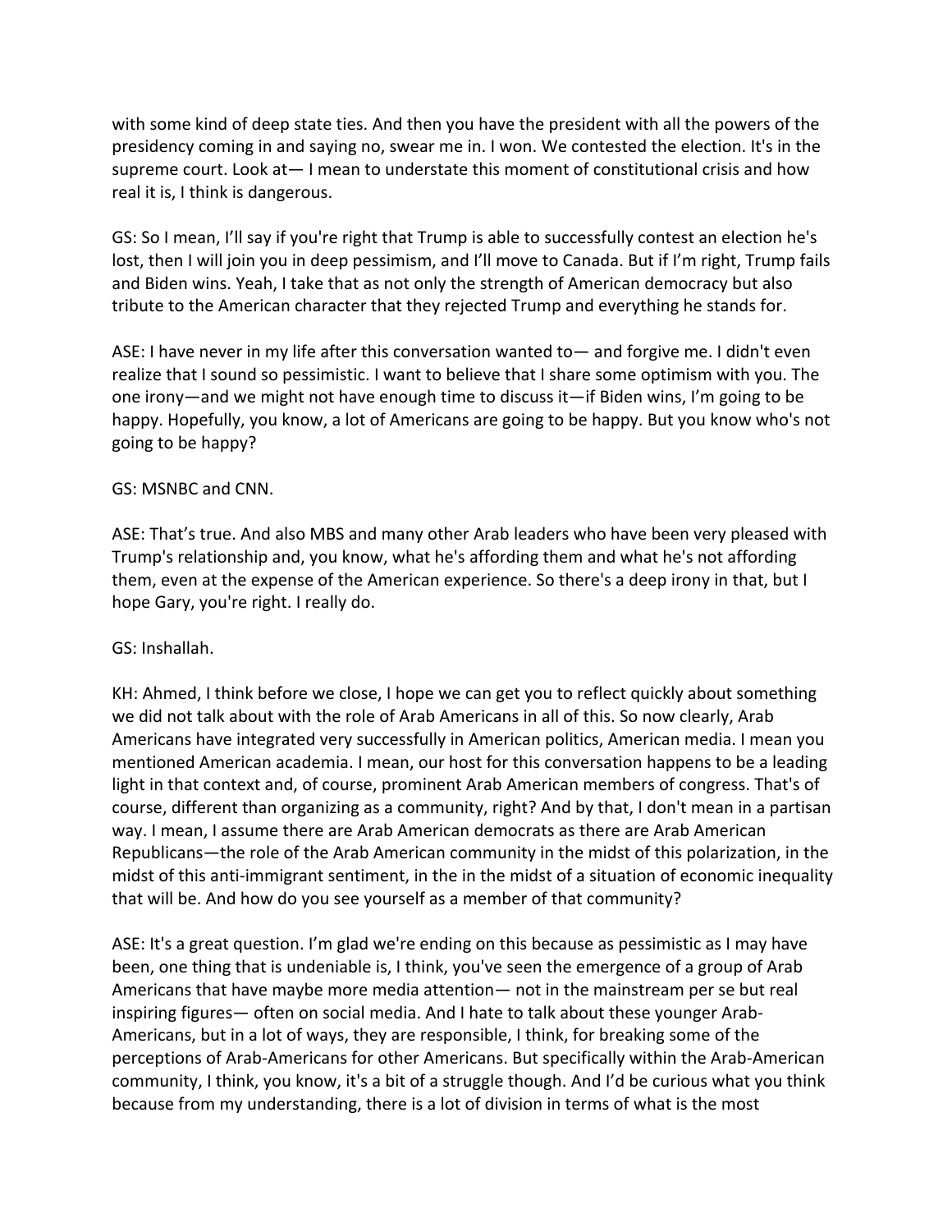with some kind of deep state ties. And then you have the president with all the powers of the presidency coming in and saying no, swear me in. I won. We contested the election. It's in the supreme court. Look at— I mean to understate this moment of constitutional crisis and how real it is, I think is dangerous.

GS: So I mean, I'll say if you're right that Trump is able to successfully contest an election he's lost, then I will join you in deep pessimism, and I'll move to Canada. But if I'm right, Trump fails and Biden wins. Yeah, I take that as not only the strength of American democracy but also tribute to the American character that they rejected Trump and everything he stands for.

ASE: I have never in my life after this conversation wanted to— and forgive me. I didn't even realize that I sound so pessimistic. I want to believe that I share some optimism with you. The one irony—and we might not have enough time to discuss it—if Biden wins, I'm going to be happy. Hopefully, you know, a lot of Americans are going to be happy. But you know who's not going to be happy?

GS: MSNBC and CNN.

ASE: That's true. And also MBS and many other Arab leaders who have been very pleased with Trump's relationship and, you know, what he's affording them and what he's not affording them, even at the expense of the American experience. So there's a deep irony in that, but I hope Gary, you're right. I really do.

GS: Inshallah.

KH: Ahmed, I think before we close, I hope we can get you to reflect quickly about something we did not talk about with the role of Arab Americans in all of this. So now clearly, Arab Americans have integrated very successfully in American politics, American media. I mean you mentioned American academia. I mean, our host for this conversation happens to be a leading light in that context and, of course, prominent Arab American members of congress. That's of course, different than organizing as a community, right? And by that, I don't mean in a partisan way. I mean, I assume there are Arab American democrats as there are Arab American Republicans—the role of the Arab American community in the midst of this polarization, in the midst of this anti-immigrant sentiment, in the in the midst of a situation of economic inequality that will be. And how do you see yourself as a member of that community?

ASE: It's a great question. I'm glad we're ending on this because as pessimistic as I may have been, one thing that is undeniable is, I think, you've seen the emergence of a group of Arab Americans that have maybe more media attention— not in the mainstream per se but real inspiring figures— often on social media. And I hate to talk about these younger Arab-Americans, but in a lot of ways, they are responsible, I think, for breaking some of the perceptions of Arab-Americans for other Americans. But specifically within the Arab-American community, I think, you know, it's a bit of a struggle though. And I'd be curious what you think because from my understanding, there is a lot of division in terms of what is the most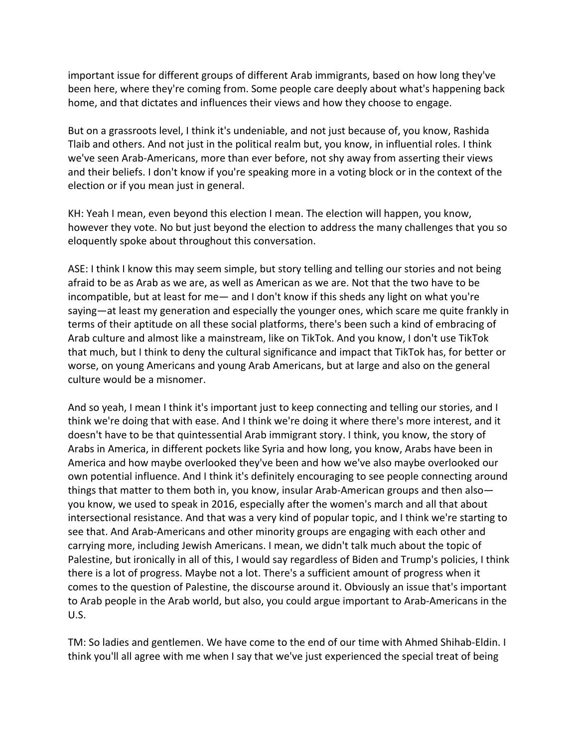important issue for different groups of different Arab immigrants, based on how long they've been here, where they're coming from. Some people care deeply about what's happening back home, and that dictates and influences their views and how they choose to engage.

But on a grassroots level, I think it's undeniable, and not just because of, you know, Rashida Tlaib and others. And not just in the political realm but, you know, in influential roles. I think we've seen Arab-Americans, more than ever before, not shy away from asserting their views and their beliefs. I don't know if you're speaking more in a voting block or in the context of the election or if you mean just in general.

KH: Yeah I mean, even beyond this election I mean. The election will happen, you know, however they vote. No but just beyond the election to address the many challenges that you so eloquently spoke about throughout this conversation.

ASE: I think I know this may seem simple, but story telling and telling our stories and not being afraid to be as Arab as we are, as well as American as we are. Not that the two have to be incompatible, but at least for me— and I don't know if this sheds any light on what you're saying—at least my generation and especially the younger ones, which scare me quite frankly in terms of their aptitude on all these social platforms, there's been such a kind of embracing of Arab culture and almost like a mainstream, like on TikTok. And you know, I don't use TikTok that much, but I think to deny the cultural significance and impact that TikTok has, for better or worse, on young Americans and young Arab Americans, but at large and also on the general culture would be a misnomer.

And so yeah, I mean I think it's important just to keep connecting and telling our stories, and I think we're doing that with ease. And I think we're doing it where there's more interest, and it doesn't have to be that quintessential Arab immigrant story. I think, you know, the story of Arabs in America, in different pockets like Syria and how long, you know, Arabs have been in America and how maybe overlooked they've been and how we've also maybe overlooked our own potential influence. And I think it's definitely encouraging to see people connecting around things that matter to them both in, you know, insular Arab-American groups and then also— you know, we used to speak in 2016, especially after the women's march and all that about intersectional resistance. And that was a very kind of popular topic, and I think we're starting to see that. And Arab-Americans and other minority groups are engaging with each other and carrying more, including Jewish Americans. I mean, we didn't talk much about the topic of Palestine, but ironically in all of this, I would say regardless of Biden and Trump's policies, I think there is a lot of progress. Maybe not a lot. There's a sufficient amount of progress when it comes to the question of Palestine, the discourse around it. Obviously an issue that's important to Arab people in the Arab world, but also, you could argue important to Arab-Americans in the U.S.

TM: So ladies and gentlemen. We have come to the end of our time with Ahmed Shihab-Eldin. I think you'll all agree with me when I say that we've just experienced the special treat of being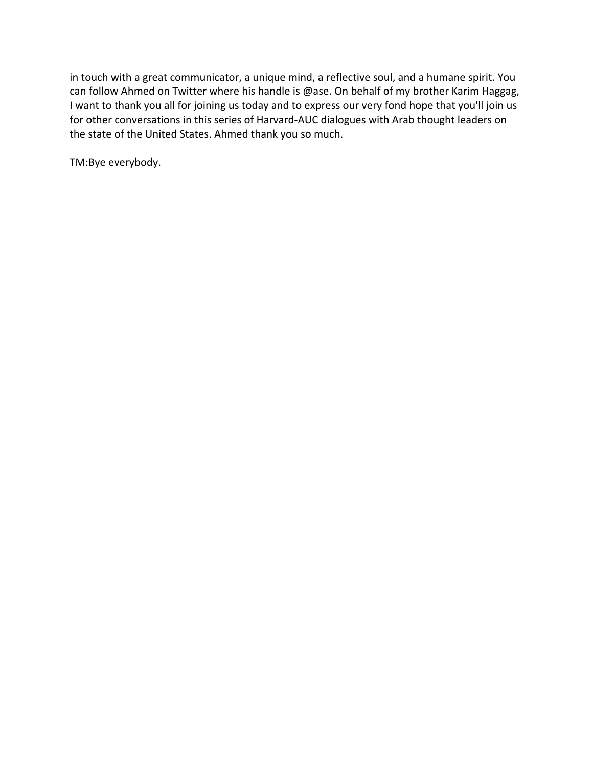in touch with a great communicator, a unique mind, a reflective soul, and a humane spirit. You can follow Ahmed on Twitter where his handle is @ase. On behalf of my brother Karim Haggag, I want to thank you all for joining us today and to express our very fond hope that you'll join us for other conversations in this series of Harvard-AUC dialogues with Arab thought leaders on the state of the United States. Ahmed thank you so much.

TM:Bye everybody.